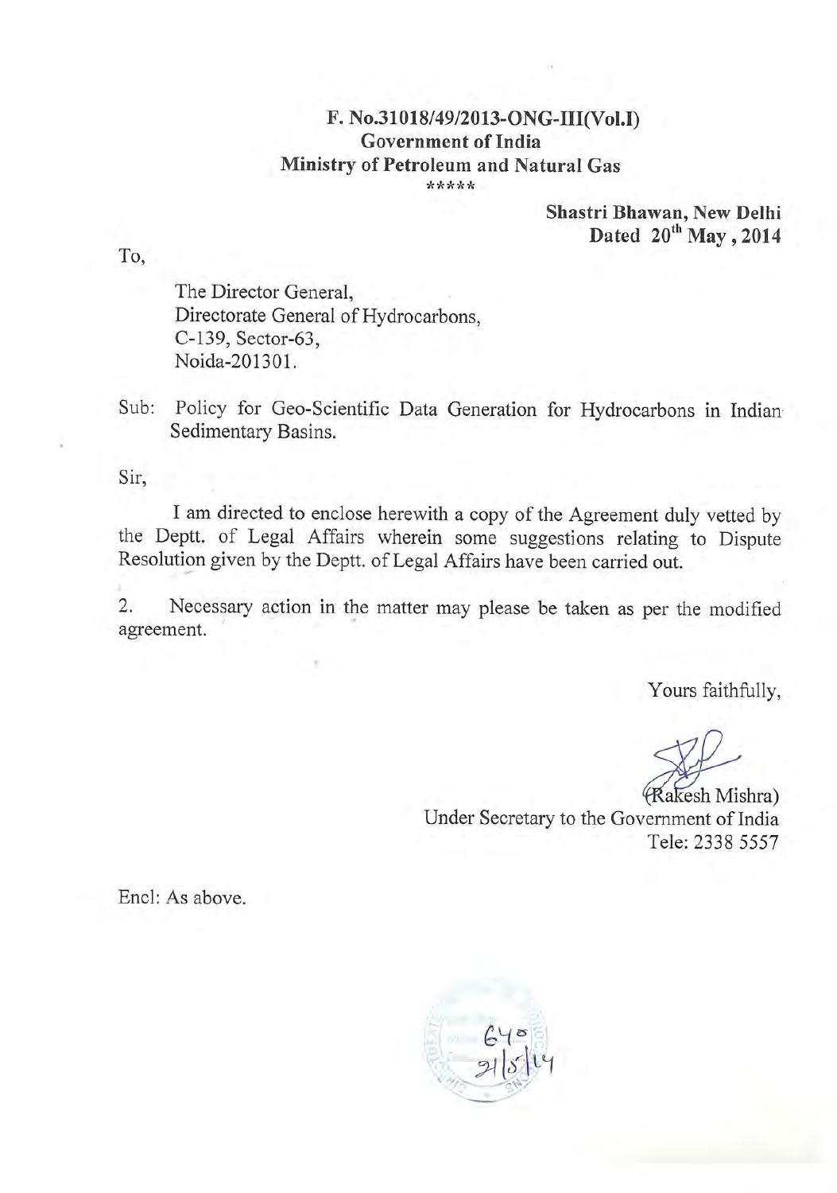**F. No.31018/49/2013-ONG-III(Vol.I)**
**Government of India**
**Ministry of Petroleum and Natural Gas**
\*\*\*\*\*

**Shastri Bhawan, New Delhi**
**Dated 20th May, 2014**

To,

The Director General,
Directorate General of Hydrocarbons,
C-139, Sector-63,
Noida-201301.

Sub: Policy for Geo-Scientific Data Generation for Hydrocarbons in Indian Sedimentary Basins.

Sir,

I am directed to enclose herewith a copy of the Agreement duly vetted by the Deptt. of Legal Affairs wherein some suggestions relating to Dispute Resolution given by the Deptt. of Legal Affairs have been carried out.

2. Necessary action in the matter may please be taken as per the modified agreement.

Yours faithfully,

(Rakesh Mishra)
Under Secretary to the Government of India
Tele: 2338 5557

Encl: As above.

640
21/5/14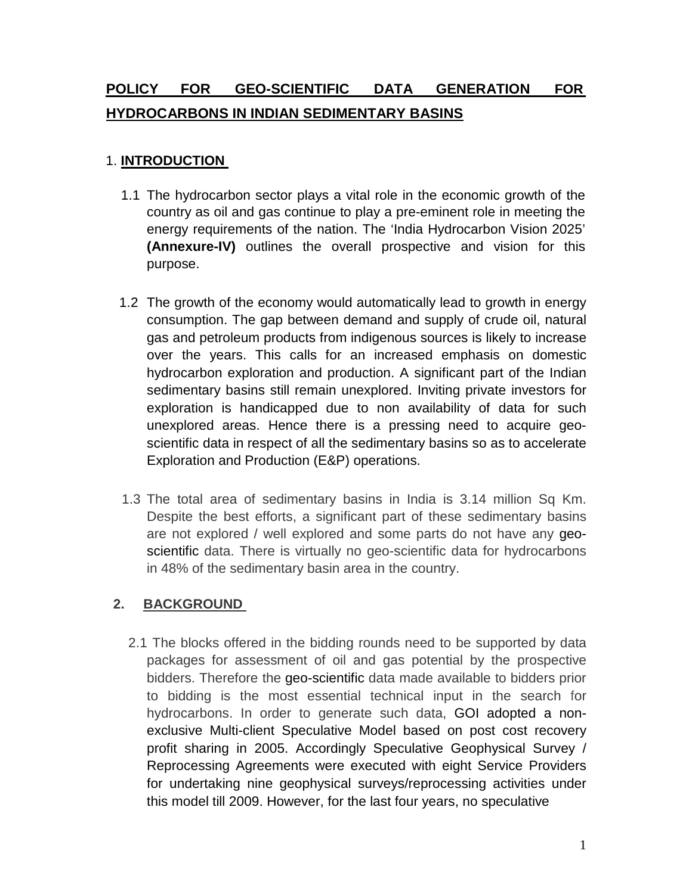# POLICY FOR GEO-SCIENTIFIC DATA GENERATION FOR HYDROCARBONS IN INDIAN SEDIMENTARY BASINS

## 1. INTRODUCTION

1.1 The hydrocarbon sector plays a vital role in the economic growth of the country as oil and gas continue to play a pre-eminent role in meeting the energy requirements of the nation. The 'India Hydrocarbon Vision 2025' **(Annexure-IV)** outlines the overall prospective and vision for this purpose.

1.2 The growth of the economy would automatically lead to growth in energy consumption. The gap between demand and supply of crude oil, natural gas and petroleum products from indigenous sources is likely to increase over the years. This calls for an increased emphasis on domestic hydrocarbon exploration and production. A significant part of the Indian sedimentary basins still remain unexplored. Inviting private investors for exploration is handicapped due to non availability of data for such unexplored areas. Hence there is a pressing need to acquire geo-scientific data in respect of all the sedimentary basins so as to accelerate Exploration and Production (E&P) operations.

1.3 The total area of sedimentary basins in India is 3.14 million Sq Km. Despite the best efforts, a significant part of these sedimentary basins are not explored / well explored and some parts do not have any geo-scientific data. There is virtually no geo-scientific data for hydrocarbons in 48% of the sedimentary basin area in the country.

## 2. BACKGROUND

2.1 The blocks offered in the bidding rounds need to be supported by data packages for assessment of oil and gas potential by the prospective bidders. Therefore the geo-scientific data made available to bidders prior to bidding is the most essential technical input in the search for hydrocarbons. In order to generate such data, GOI adopted a non-exclusive Multi-client Speculative Model based on post cost recovery profit sharing in 2005. Accordingly Speculative Geophysical Survey / Reprocessing Agreements were executed with eight Service Providers for undertaking nine geophysical surveys/reprocessing activities under this model till 2009. However, for the last four years, no speculative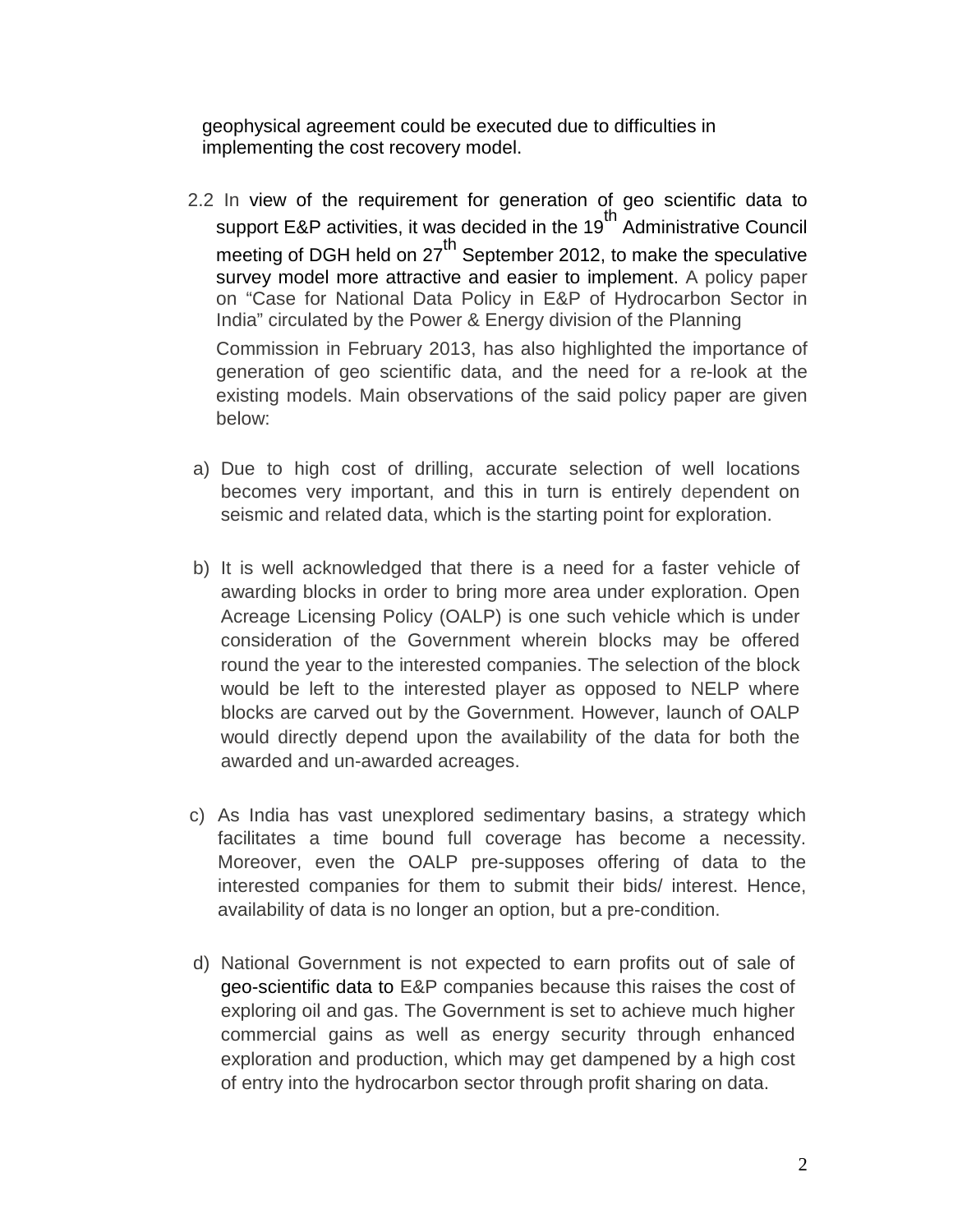geophysical agreement could be executed due to difficulties in implementing the cost recovery model.

2.2 In view of the requirement for generation of geo scientific data to support E&P activities, it was decided in the 19th Administrative Council meeting of DGH held on 27th September 2012, to make the speculative survey model more attractive and easier to implement. A policy paper on "Case for National Data Policy in E&P of Hydrocarbon Sector in India" circulated by the Power & Energy division of the Planning Commission in February 2013, has also highlighted the importance of generation of geo scientific data, and the need for a re-look at the existing models. Main observations of the said policy paper are given below:

a) Due to high cost of drilling, accurate selection of well locations becomes very important, and this in turn is entirely dependent on seismic and related data, which is the starting point for exploration.

b) It is well acknowledged that there is a need for a faster vehicle of awarding blocks in order to bring more area under exploration. Open Acreage Licensing Policy (OALP) is one such vehicle which is under consideration of the Government wherein blocks may be offered round the year to the interested companies. The selection of the block would be left to the interested player as opposed to NELP where blocks are carved out by the Government. However, launch of OALP would directly depend upon the availability of the data for both the awarded and un-awarded acreages.

c) As India has vast unexplored sedimentary basins, a strategy which facilitates a time bound full coverage has become a necessity. Moreover, even the OALP pre-supposes offering of data to the interested companies for them to submit their bids/ interest. Hence, availability of data is no longer an option, but a pre-condition.

d) National Government is not expected to earn profits out of sale of geo-scientific data to E&P companies because this raises the cost of exploring oil and gas. The Government is set to achieve much higher commercial gains as well as energy security through enhanced exploration and production, which may get dampened by a high cost of entry into the hydrocarbon sector through profit sharing on data.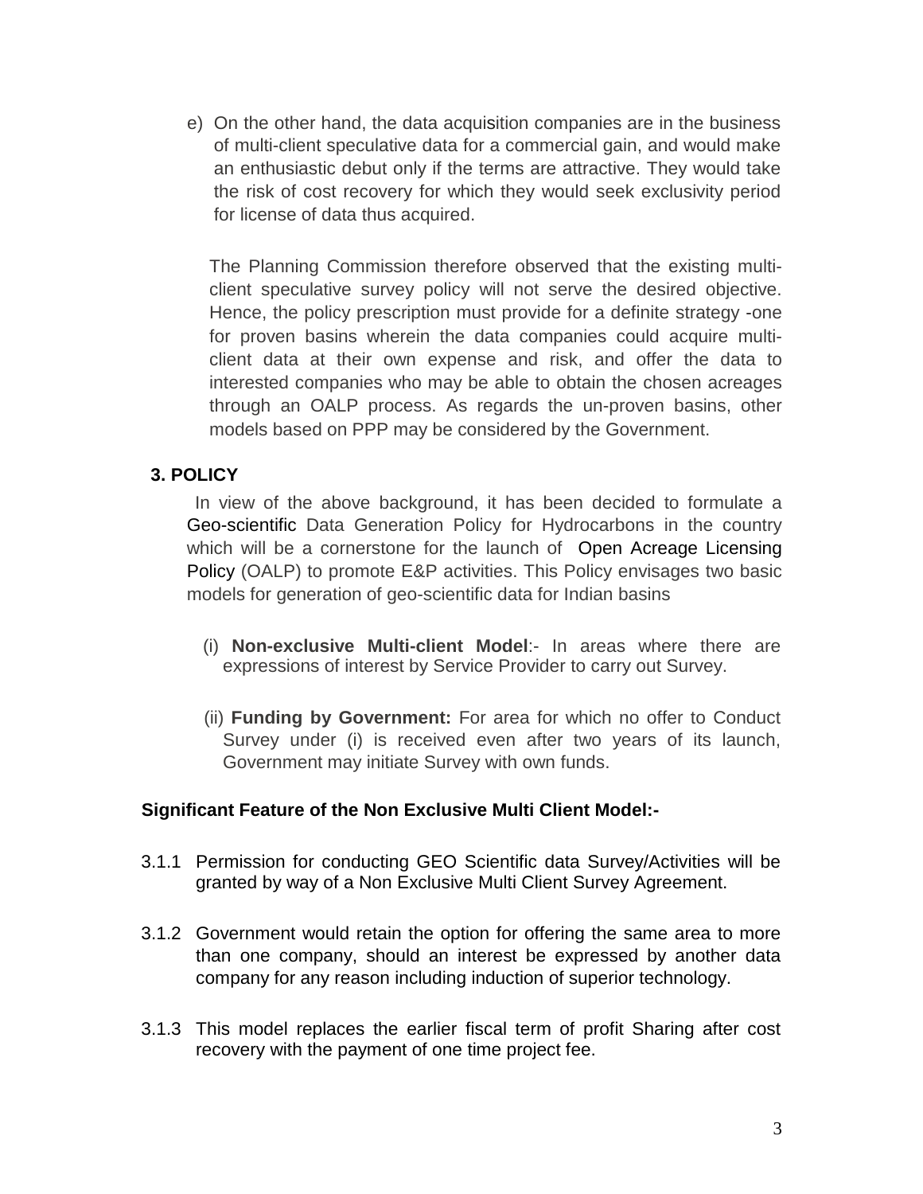e) On the other hand, the data acquisition companies are in the business of multi-client speculative data for a commercial gain, and would make an enthusiastic debut only if the terms are attractive. They would take the risk of cost recovery for which they would seek exclusivity period for license of data thus acquired.

The Planning Commission therefore observed that the existing multi-client speculative survey policy will not serve the desired objective. Hence, the policy prescription must provide for a definite strategy -one for proven basins wherein the data companies could acquire multi-client data at their own expense and risk, and offer the data to interested companies who may be able to obtain the chosen acreages through an OALP process. As regards the un-proven basins, other models based on PPP may be considered by the Government.

## 3. POLICY

In view of the above background, it has been decided to formulate a Geo-scientific Data Generation Policy for Hydrocarbons in the country which will be a cornerstone for the launch of Open Acreage Licensing Policy (OALP) to promote E&P activities. This Policy envisages two basic models for generation of geo-scientific data for Indian basins

(i) **Non-exclusive Multi-client Model**:- In areas where there are expressions of interest by Service Provider to carry out Survey.

(ii) **Funding by Government:** For area for which no offer to Conduct Survey under (i) is received even after two years of its launch, Government may initiate Survey with own funds.

**Significant Feature of the Non Exclusive Multi Client Model:-**

3.1.1 Permission for conducting GEO Scientific data Survey/Activities will be granted by way of a Non Exclusive Multi Client Survey Agreement.

3.1.2 Government would retain the option for offering the same area to more than one company, should an interest be expressed by another data company for any reason including induction of superior technology.

3.1.3 This model replaces the earlier fiscal term of profit Sharing after cost recovery with the payment of one time project fee.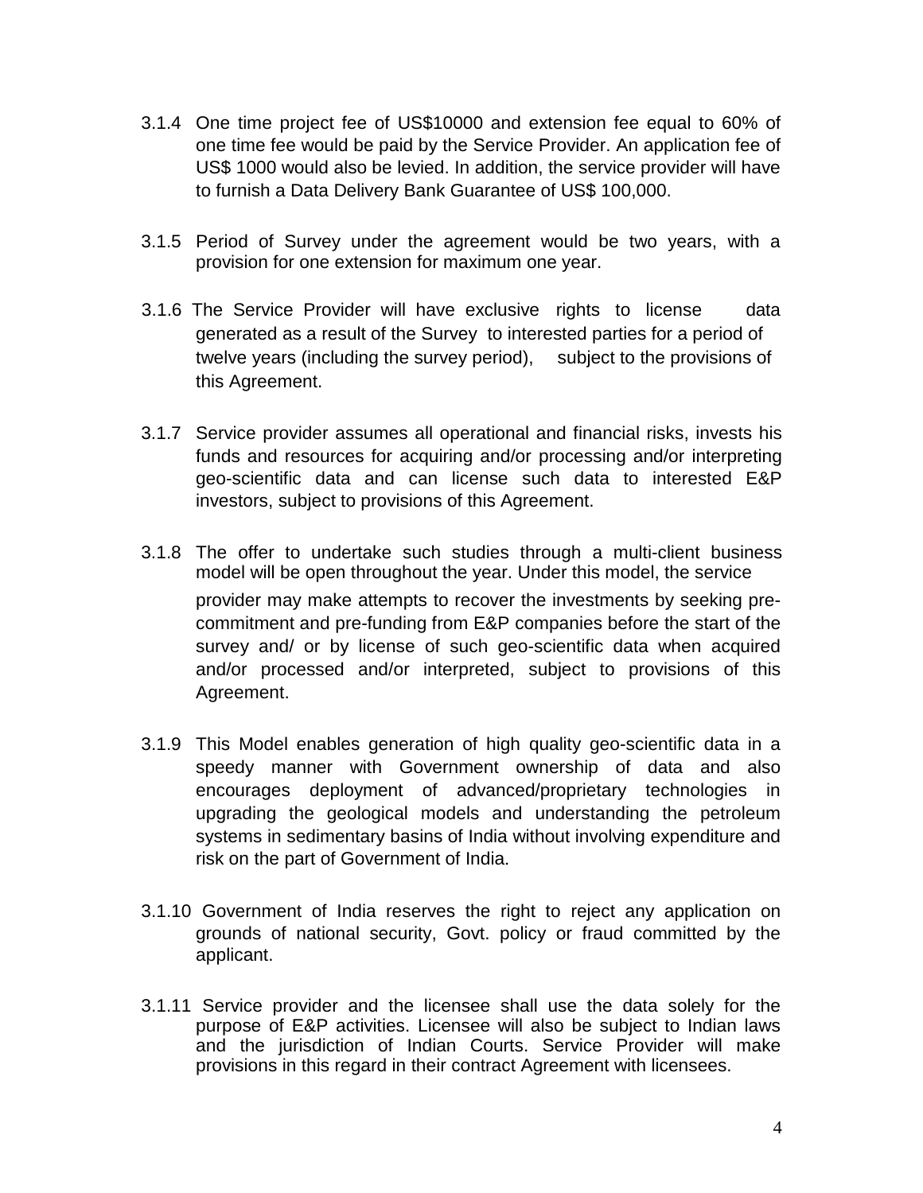3.1.4 One time project fee of US$10000 and extension fee equal to 60% of one time fee would be paid by the Service Provider. An application fee of US$ 1000 would also be levied. In addition, the service provider will have to furnish a Data Delivery Bank Guarantee of US$ 100,000.

3.1.5 Period of Survey under the agreement would be two years, with a provision for one extension for maximum one year.

3.1.6 The Service Provider will have exclusive rights to license data generated as a result of the Survey to interested parties for a period of twelve years (including the survey period), subject to the provisions of this Agreement.

3.1.7 Service provider assumes all operational and financial risks, invests his funds and resources for acquiring and/or processing and/or interpreting geo-scientific data and can license such data to interested E&P investors, subject to provisions of this Agreement.

3.1.8 The offer to undertake such studies through a multi-client business model will be open throughout the year. Under this model, the service provider may make attempts to recover the investments by seeking pre-commitment and pre-funding from E&P companies before the start of the survey and/ or by license of such geo-scientific data when acquired and/or processed and/or interpreted, subject to provisions of this Agreement.

3.1.9 This Model enables generation of high quality geo-scientific data in a speedy manner with Government ownership of data and also encourages deployment of advanced/proprietary technologies in upgrading the geological models and understanding the petroleum systems in sedimentary basins of India without involving expenditure and risk on the part of Government of India.

3.1.10 Government of India reserves the right to reject any application on grounds of national security, Govt. policy or fraud committed by the applicant.

3.1.11 Service provider and the licensee shall use the data solely for the purpose of E&P activities. Licensee will also be subject to Indian laws and the jurisdiction of Indian Courts. Service Provider will make provisions in this regard in their contract Agreement with licensees.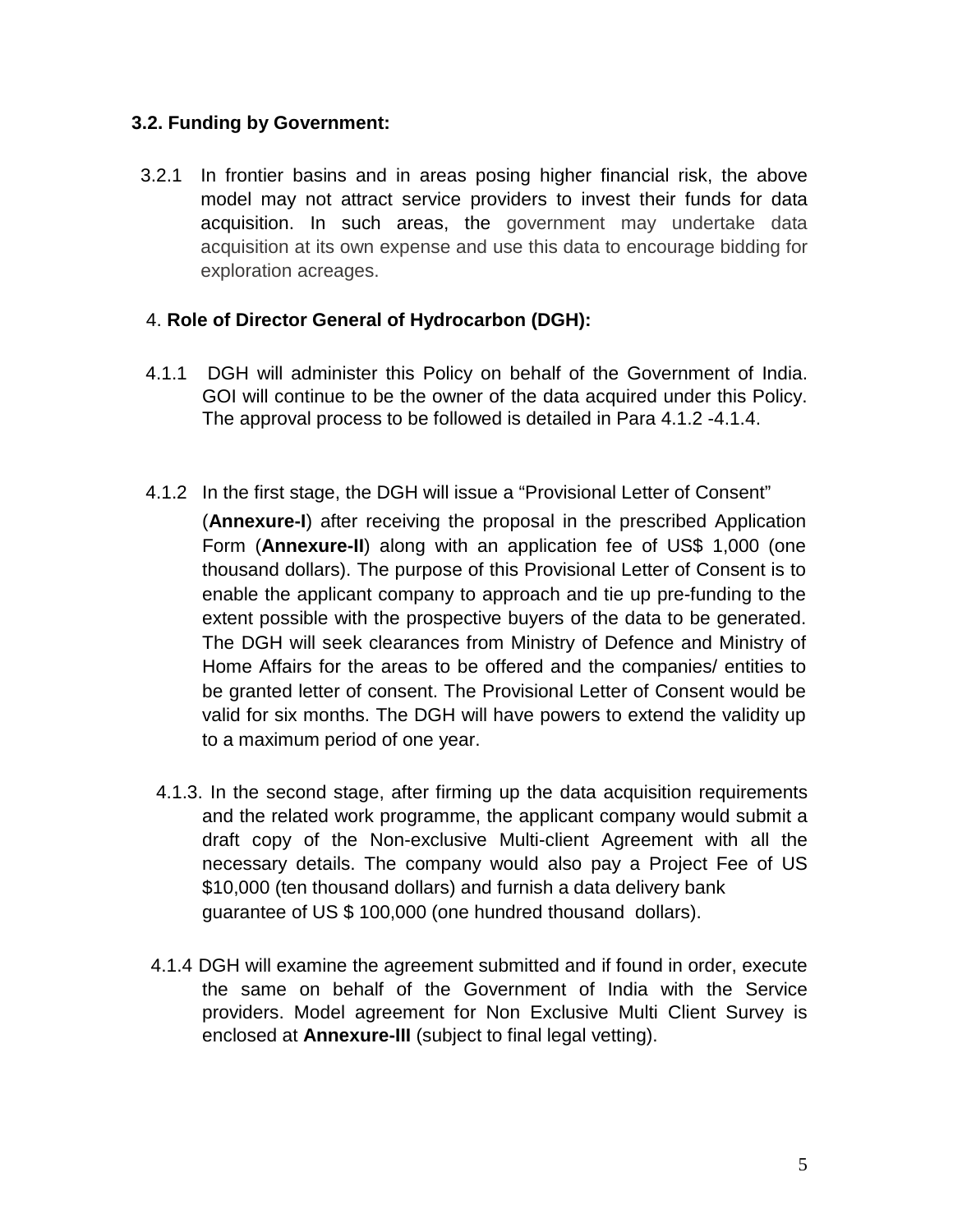### 3.2. Funding by Government:

3.2.1 In frontier basins and in areas posing higher financial risk, the above model may not attract service providers to invest their funds for data acquisition. In such areas, the government may undertake data acquisition at its own expense and use this data to encourage bidding for exploration acreages.

## 4. **Role of Director General of Hydrocarbon (DGH):**

4.1.1 DGH will administer this Policy on behalf of the Government of India. GOI will continue to be the owner of the data acquired under this Policy. The approval process to be followed is detailed in Para 4.1.2 -4.1.4.

4.1.2 In the first stage, the DGH will issue a "Provisional Letter of Consent" (**Annexure-I**) after receiving the proposal in the prescribed Application Form (**Annexure-II**) along with an application fee of US$ 1,000 (one thousand dollars). The purpose of this Provisional Letter of Consent is to enable the applicant company to approach and tie up pre-funding to the extent possible with the prospective buyers of the data to be generated. The DGH will seek clearances from Ministry of Defence and Ministry of Home Affairs for the areas to be offered and the companies/ entities to be granted letter of consent. The Provisional Letter of Consent would be valid for six months. The DGH will have powers to extend the validity up to a maximum period of one year.

4.1.3. In the second stage, after firming up the data acquisition requirements and the related work programme, the applicant company would submit a draft copy of the Non-exclusive Multi-client Agreement with all the necessary details. The company would also pay a Project Fee of US $10,000 (ten thousand dollars) and furnish a data delivery bank guarantee of US $ 100,000 (one hundred thousand dollars).

4.1.4 DGH will examine the agreement submitted and if found in order, execute the same on behalf of the Government of India with the Service providers. Model agreement for Non Exclusive Multi Client Survey is enclosed at **Annexure-III** (subject to final legal vetting).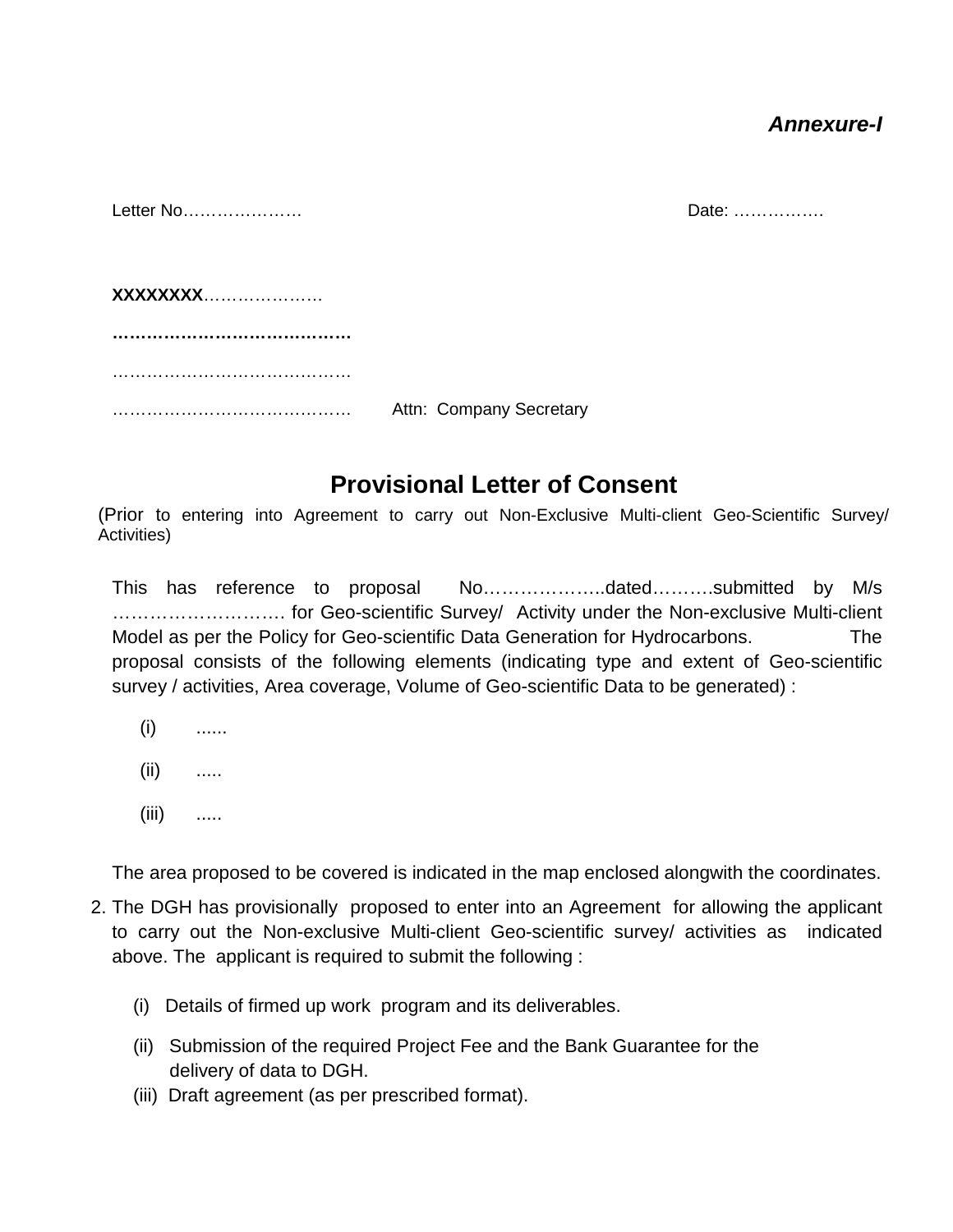***Annexure-I***

Letter No………………… Date: …………….

**XXXXXXXX**…………………

**…………………………………….**

…………………………………….

…………………………………… Attn: Company Secretary

## Provisional Letter of Consent

(Prior to entering into Agreement to carry out Non-Exclusive Multi-client Geo-Scientific Survey/ Activities)

This has reference to proposal No………………..dated……….submitted by M/s ………………………. for Geo-scientific Survey/ Activity under the Non-exclusive Multi-client Model as per the Policy for Geo-scientific Data Generation for Hydrocarbons. The proposal consists of the following elements (indicating type and extent of Geo-scientific survey / activities, Area coverage, Volume of Geo-scientific Data to be generated) :

(i) ......

(ii) .....

(iii) .....

The area proposed to be covered is indicated in the map enclosed alongwith the coordinates.

2. The DGH has provisionally proposed to enter into an Agreement for allowing the applicant to carry out the Non-exclusive Multi-client Geo-scientific survey/ activities as indicated above. The applicant is required to submit the following :

   (i) Details of firmed up work program and its deliverables.

   (ii) Submission of the required Project Fee and the Bank Guarantee for the delivery of data to DGH.

   (iii) Draft agreement (as per prescribed format).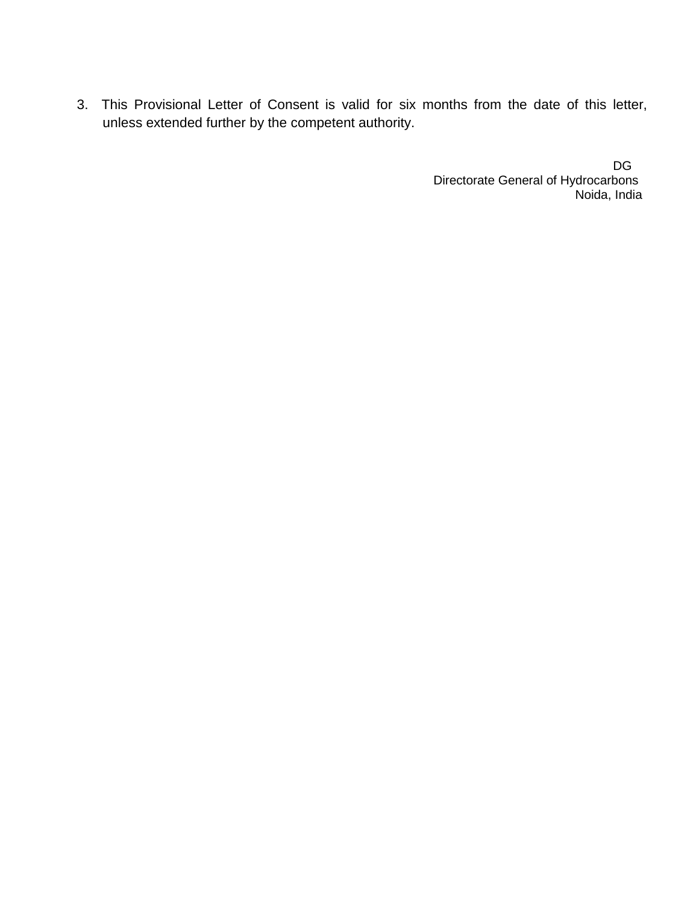3. This Provisional Letter of Consent is valid for six months from the date of this letter, unless extended further by the competent authority.

DG  
Directorate General of Hydrocarbons  
Noida, India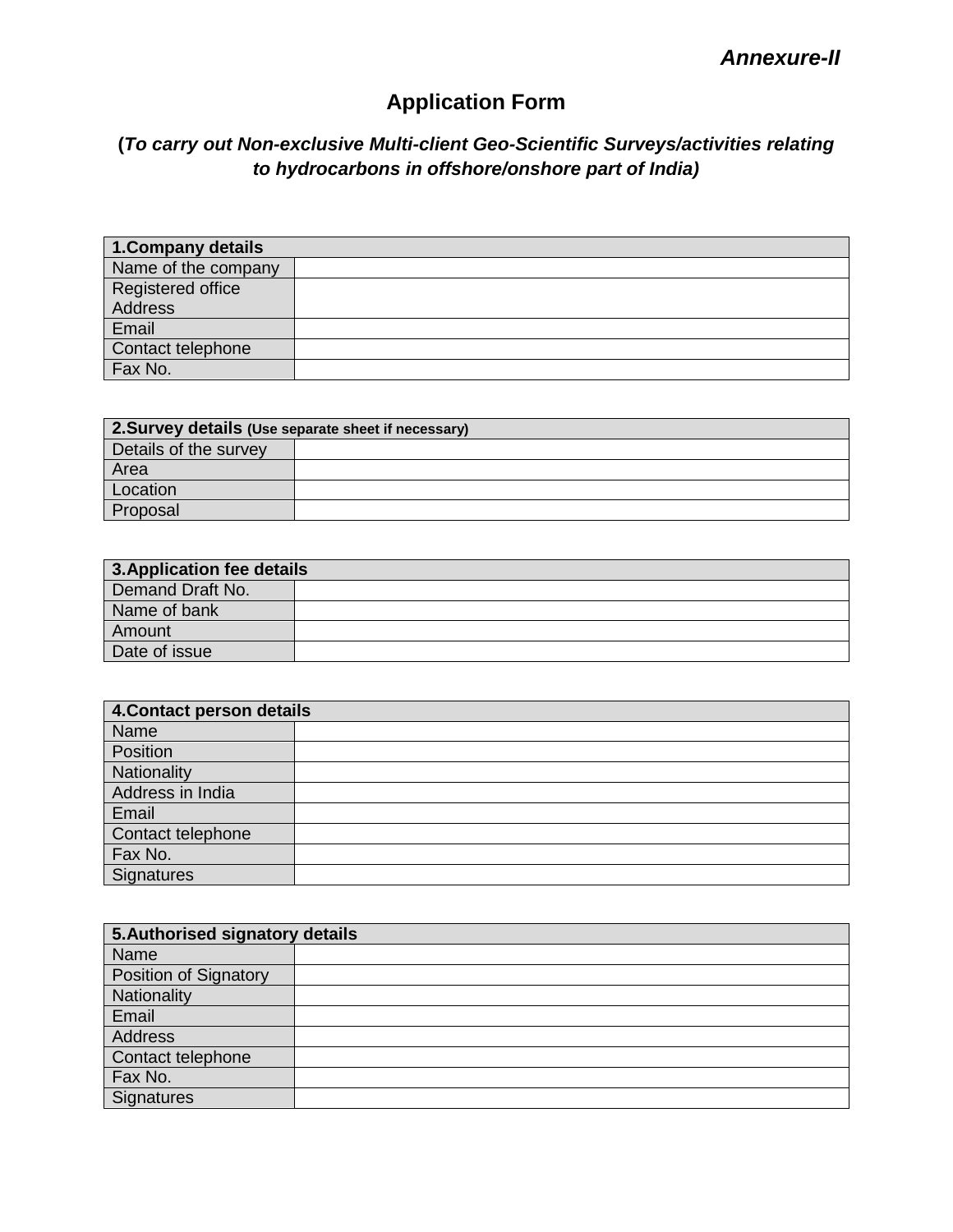***Annexure-II***

# Application Form

**(*To carry out Non-exclusive Multi-client Geo-Scientific Surveys/activities relating to hydrocarbons in offshore/onshore part of India)***

| **1.Company details** | |
|---|---|
| Name of the company | |
| Registered office Address | |
| Email | |
| Contact telephone | |
| Fax No. | |

| **2.Survey details** **(Use separate sheet if necessary)** | |
|---|---|
| Details of the survey | |
| Area | |
| Location | |
| Proposal | |

| **3.Application fee details** | |
|---|---|
| Demand Draft No. | |
| Name of bank | |
| Amount | |
| Date of issue | |

| **4.Contact person details** | |
|---|---|
| Name | |
| Position | |
| Nationality | |
| Address in India | |
| Email | |
| Contact telephone | |
| Fax No. | |
| Signatures | |

| **5.Authorised signatory details** | |
|---|---|
| Name | |
| Position of Signatory | |
| Nationality | |
| Email | |
| Address | |
| Contact telephone | |
| Fax No. | |
| Signatures | |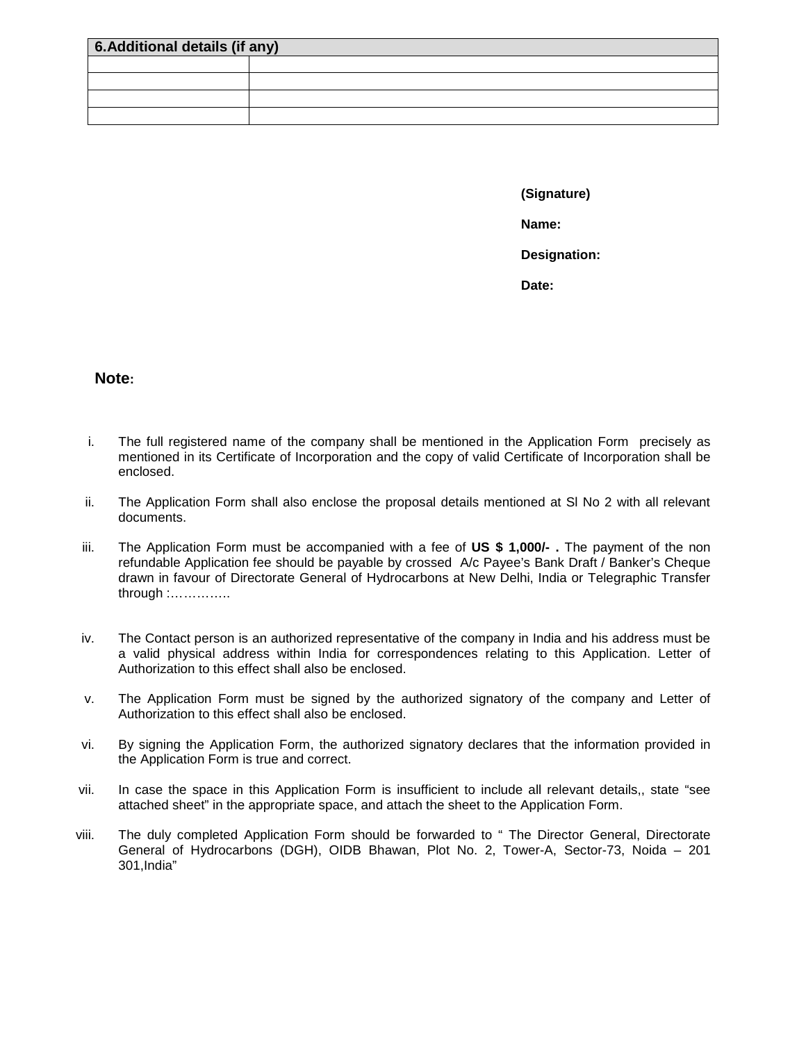| 6.Additional details (if any) | |
|---|---|
| | |
| | |
| | |
| | |

**(Signature)**

**Name:**

**Designation:**

**Date:**

**Note:**

i. The full registered name of the company shall be mentioned in the Application Form precisely as mentioned in its Certificate of Incorporation and the copy of valid Certificate of Incorporation shall be enclosed.

ii. The Application Form shall also enclose the proposal details mentioned at Sl No 2 with all relevant documents.

iii. The Application Form must be accompanied with a fee of **US $ 1,000/- .** The payment of the non refundable Application fee should be payable by crossed A/c Payee's Bank Draft / Banker's Cheque drawn in favour of Directorate General of Hydrocarbons at New Delhi, India or Telegraphic Transfer through :…………..

iv. The Contact person is an authorized representative of the company in India and his address must be a valid physical address within India for correspondences relating to this Application. Letter of Authorization to this effect shall also be enclosed.

v. The Application Form must be signed by the authorized signatory of the company and Letter of Authorization to this effect shall also be enclosed.

vi. By signing the Application Form, the authorized signatory declares that the information provided in the Application Form is true and correct.

vii. In case the space in this Application Form is insufficient to include all relevant details,, state "see attached sheet" in the appropriate space, and attach the sheet to the Application Form.

viii. The duly completed Application Form should be forwarded to " The Director General, Directorate General of Hydrocarbons (DGH), OIDB Bhawan, Plot No. 2, Tower-A, Sector-73, Noida – 201 301,India"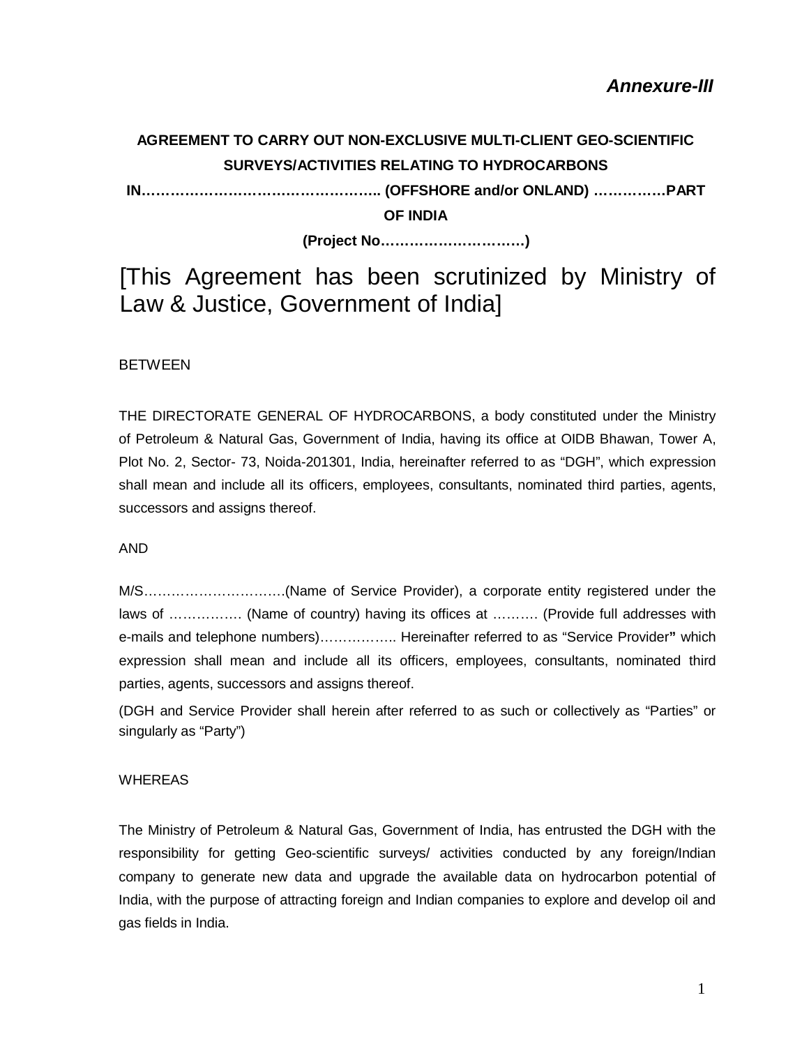***Annexure-III***

**AGREEMENT TO CARRY OUT NON-EXCLUSIVE MULTI-CLIENT GEO-SCIENTIFIC SURVEYS/ACTIVITIES RELATING TO HYDROCARBONS IN………………………………………….. (OFFSHORE and/or ONLAND) ……………PART OF INDIA**

**(Project No…………………………)**

[This Agreement has been scrutinized by Ministry of Law & Justice, Government of India]

BETWEEN

THE DIRECTORATE GENERAL OF HYDROCARBONS, a body constituted under the Ministry of Petroleum & Natural Gas, Government of India, having its office at OIDB Bhawan, Tower A, Plot No. 2, Sector- 73, Noida-201301, India, hereinafter referred to as "DGH", which expression shall mean and include all its officers, employees, consultants, nominated third parties, agents, successors and assigns thereof.

AND

M/S………………………….(Name of Service Provider), a corporate entity registered under the laws of ……………. (Name of country) having its offices at ………. (Provide full addresses with e-mails and telephone numbers)…………….. Hereinafter referred to as "Service Provider**"** which expression shall mean and include all its officers, employees, consultants, nominated third parties, agents, successors and assigns thereof.

(DGH and Service Provider shall herein after referred to as such or collectively as "Parties" or singularly as "Party")

WHEREAS

The Ministry of Petroleum & Natural Gas, Government of India, has entrusted the DGH with the responsibility for getting Geo-scientific surveys/ activities conducted by any foreign/Indian company to generate new data and upgrade the available data on hydrocarbon potential of India, with the purpose of attracting foreign and Indian companies to explore and develop oil and gas fields in India.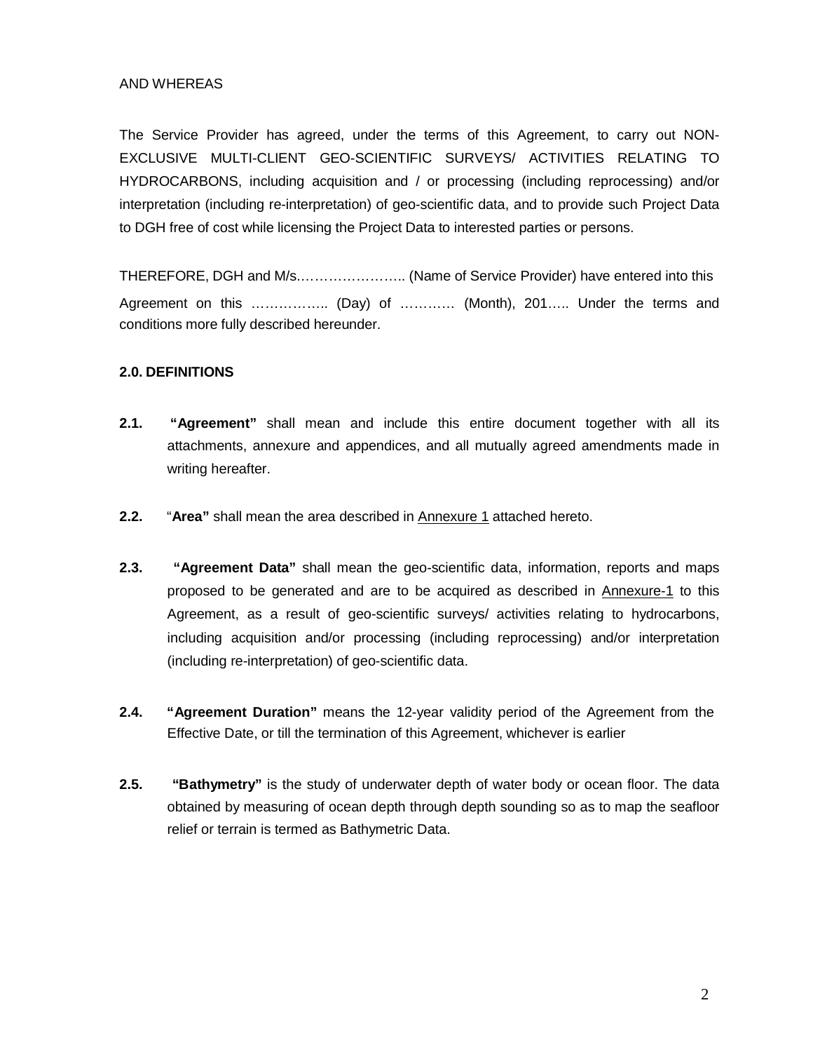AND WHEREAS

The Service Provider has agreed, under the terms of this Agreement, to carry out NON-EXCLUSIVE MULTI-CLIENT GEO-SCIENTIFIC SURVEYS/ ACTIVITIES RELATING TO HYDROCARBONS, including acquisition and / or processing (including reprocessing) and/or interpretation (including re-interpretation) of geo-scientific data, and to provide such Project Data to DGH free of cost while licensing the Project Data to interested parties or persons.

THEREFORE, DGH and M/s.…………………... (Name of Service Provider) have entered into this Agreement on this …………….. (Day) of ………… (Month), 201….. Under the terms and conditions more fully described hereunder.

### 2.0. DEFINITIONS

**2.1.** **"Agreement"** shall mean and include this entire document together with all its attachments, annexure and appendices, and all mutually agreed amendments made in writing hereafter.

**2.2.** "**Area"** shall mean the area described in Annexure 1 attached hereto.

**2.3.** **"Agreement Data"** shall mean the geo-scientific data, information, reports and maps proposed to be generated and are to be acquired as described in Annexure-1 to this Agreement, as a result of geo-scientific surveys/ activities relating to hydrocarbons, including acquisition and/or processing (including reprocessing) and/or interpretation (including re-interpretation) of geo-scientific data.

**2.4.** **"Agreement Duration"** means the 12-year validity period of the Agreement from the Effective Date, or till the termination of this Agreement, whichever is earlier

**2.5.** **"Bathymetry"** is the study of underwater depth of water body or ocean floor. The data obtained by measuring of ocean depth through depth sounding so as to map the seafloor relief or terrain is termed as Bathymetric Data.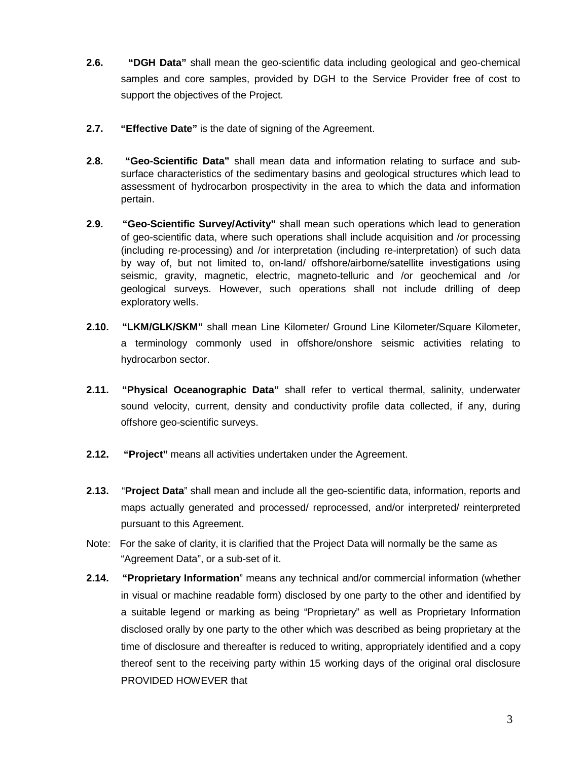**2.6.** **"DGH Data"** shall mean the geo-scientific data including geological and geo-chemical samples and core samples, provided by DGH to the Service Provider free of cost to support the objectives of the Project.

**2.7.** **"Effective Date"** is the date of signing of the Agreement.

**2.8.** **"Geo-Scientific Data"** shall mean data and information relating to surface and sub-surface characteristics of the sedimentary basins and geological structures which lead to assessment of hydrocarbon prospectivity in the area to which the data and information pertain.

**2.9.** **"Geo-Scientific Survey/Activity"** shall mean such operations which lead to generation of geo-scientific data, where such operations shall include acquisition and /or processing (including re-processing) and /or interpretation (including re-interpretation) of such data by way of, but not limited to, on-land/ offshore/airborne/satellite investigations using seismic, gravity, magnetic, electric, magneto-telluric and /or geochemical and /or geological surveys. However, such operations shall not include drilling of deep exploratory wells.

**2.10.** **"LKM/GLK/SKM"** shall mean Line Kilometer/ Ground Line Kilometer/Square Kilometer, a terminology commonly used in offshore/onshore seismic activities relating to hydrocarbon sector.

**2.11.** **"Physical Oceanographic Data"** shall refer to vertical thermal, salinity, underwater sound velocity, current, density and conductivity profile data collected, if any, during offshore geo-scientific surveys.

**2.12.** **"Project"** means all activities undertaken under the Agreement.

**2.13.** "**Project Data**" shall mean and include all the geo-scientific data, information, reports and maps actually generated and processed/ reprocessed, and/or interpreted/ reinterpreted pursuant to this Agreement.

Note: For the sake of clarity, it is clarified that the Project Data will normally be the same as "Agreement Data", or a sub-set of it.

**2.14.** **"Proprietary Information**" means any technical and/or commercial information (whether in visual or machine readable form) disclosed by one party to the other and identified by a suitable legend or marking as being "Proprietary" as well as Proprietary Information disclosed orally by one party to the other which was described as being proprietary at the time of disclosure and thereafter is reduced to writing, appropriately identified and a copy thereof sent to the receiving party within 15 working days of the original oral disclosure PROVIDED HOWEVER that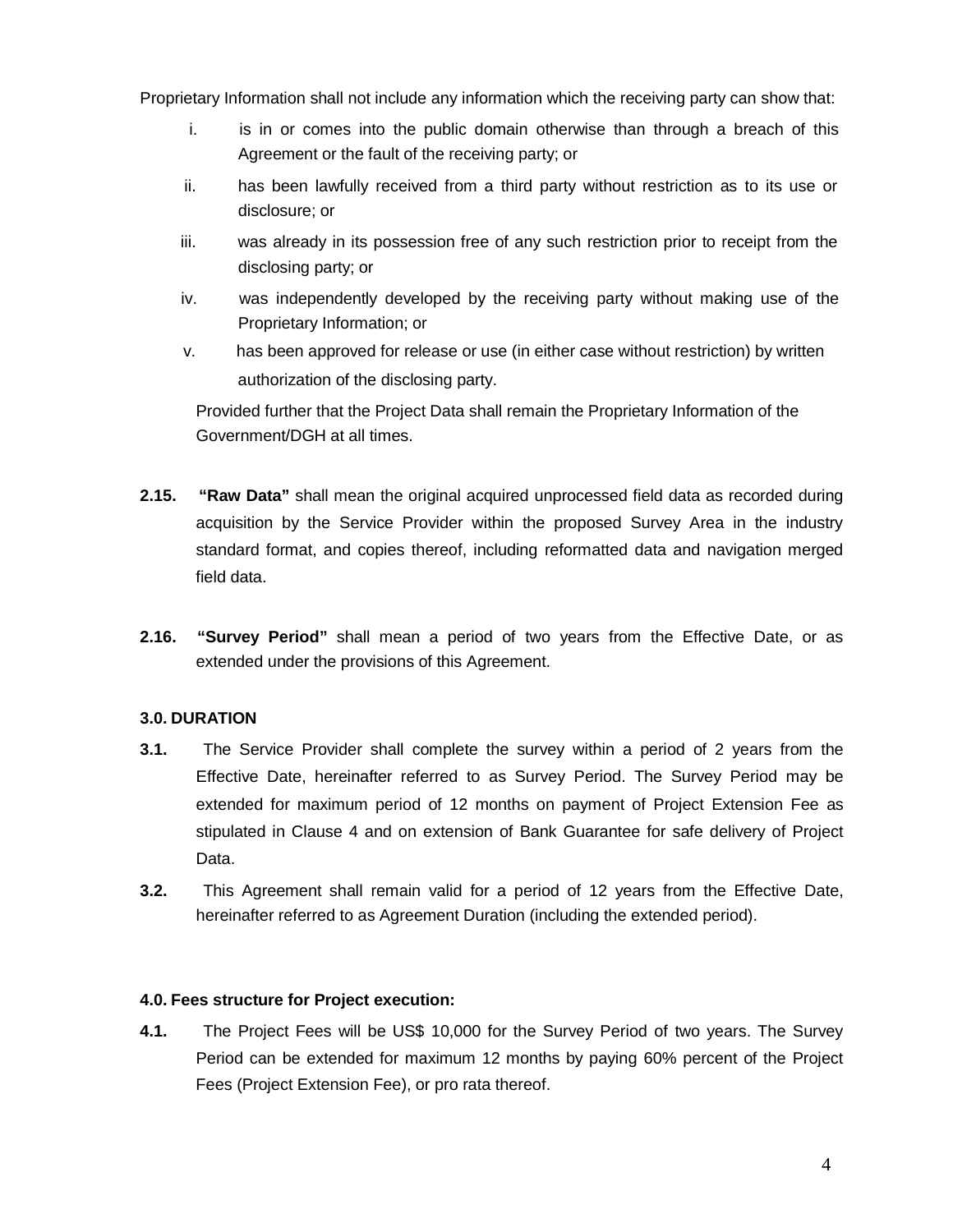Proprietary Information shall not include any information which the receiving party can show that:

i. is in or comes into the public domain otherwise than through a breach of this Agreement or the fault of the receiving party; or
ii. has been lawfully received from a third party without restriction as to its use or disclosure; or
iii. was already in its possession free of any such restriction prior to receipt from the disclosing party; or
iv. was independently developed by the receiving party without making use of the Proprietary Information; or
v. has been approved for release or use (in either case without restriction) by written authorization of the disclosing party.

Provided further that the Project Data shall remain the Proprietary Information of the Government/DGH at all times.

**2.15.** **"Raw Data"** shall mean the original acquired unprocessed field data as recorded during acquisition by the Service Provider within the proposed Survey Area in the industry standard format, and copies thereof, including reformatted data and navigation merged field data.

**2.16.** **"Survey Period"** shall mean a period of two years from the Effective Date, or as extended under the provisions of this Agreement.

**3.0. DURATION**

**3.1.** The Service Provider shall complete the survey within a period of 2 years from the Effective Date, hereinafter referred to as Survey Period. The Survey Period may be extended for maximum period of 12 months on payment of Project Extension Fee as stipulated in Clause 4 and on extension of Bank Guarantee for safe delivery of Project Data.

**3.2.** This Agreement shall remain valid for a period of 12 years from the Effective Date, hereinafter referred to as Agreement Duration (including the extended period).

**4.0. Fees structure for Project execution:**

**4.1.** The Project Fees will be US$ 10,000 for the Survey Period of two years. The Survey Period can be extended for maximum 12 months by paying 60% percent of the Project Fees (Project Extension Fee), or pro rata thereof.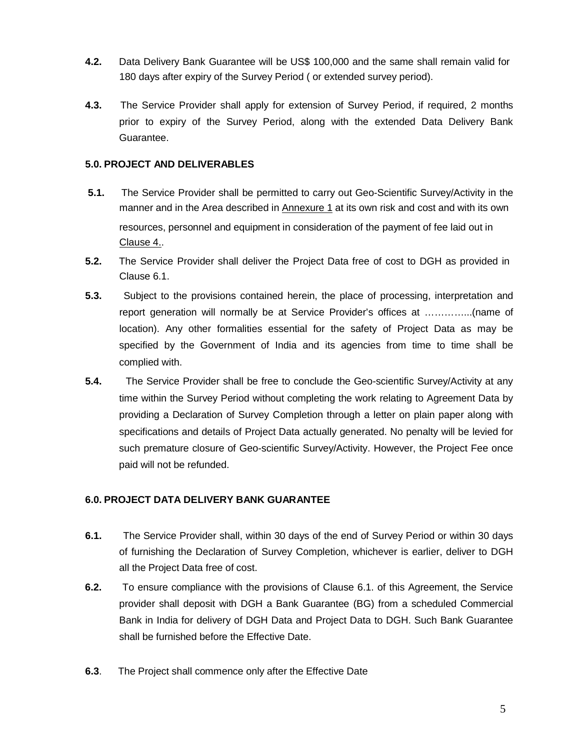**4.2.** Data Delivery Bank Guarantee will be US$ 100,000 and the same shall remain valid for 180 days after expiry of the Survey Period ( or extended survey period).

**4.3.** The Service Provider shall apply for extension of Survey Period, if required, 2 months prior to expiry of the Survey Period, along with the extended Data Delivery Bank Guarantee.

**5.0. PROJECT AND DELIVERABLES**

**5.1.** The Service Provider shall be permitted to carry out Geo-Scientific Survey/Activity in the manner and in the Area described in Annexure 1 at its own risk and cost and with its own resources, personnel and equipment in consideration of the payment of fee laid out in Clause 4..

**5.2.** The Service Provider shall deliver the Project Data free of cost to DGH as provided in Clause 6.1.

**5.3.** Subject to the provisions contained herein, the place of processing, interpretation and report generation will normally be at Service Provider's offices at …………...(name of location). Any other formalities essential for the safety of Project Data as may be specified by the Government of India and its agencies from time to time shall be complied with.

**5.4.** The Service Provider shall be free to conclude the Geo-scientific Survey/Activity at any time within the Survey Period without completing the work relating to Agreement Data by providing a Declaration of Survey Completion through a letter on plain paper along with specifications and details of Project Data actually generated. No penalty will be levied for such premature closure of Geo-scientific Survey/Activity. However, the Project Fee once paid will not be refunded.

**6.0. PROJECT DATA DELIVERY BANK GUARANTEE**

**6.1.** The Service Provider shall, within 30 days of the end of Survey Period or within 30 days of furnishing the Declaration of Survey Completion, whichever is earlier, deliver to DGH all the Project Data free of cost.

**6.2.** To ensure compliance with the provisions of Clause 6.1. of this Agreement, the Service provider shall deposit with DGH a Bank Guarantee (BG) from a scheduled Commercial Bank in India for delivery of DGH Data and Project Data to DGH. Such Bank Guarantee shall be furnished before the Effective Date.

**6.3**. The Project shall commence only after the Effective Date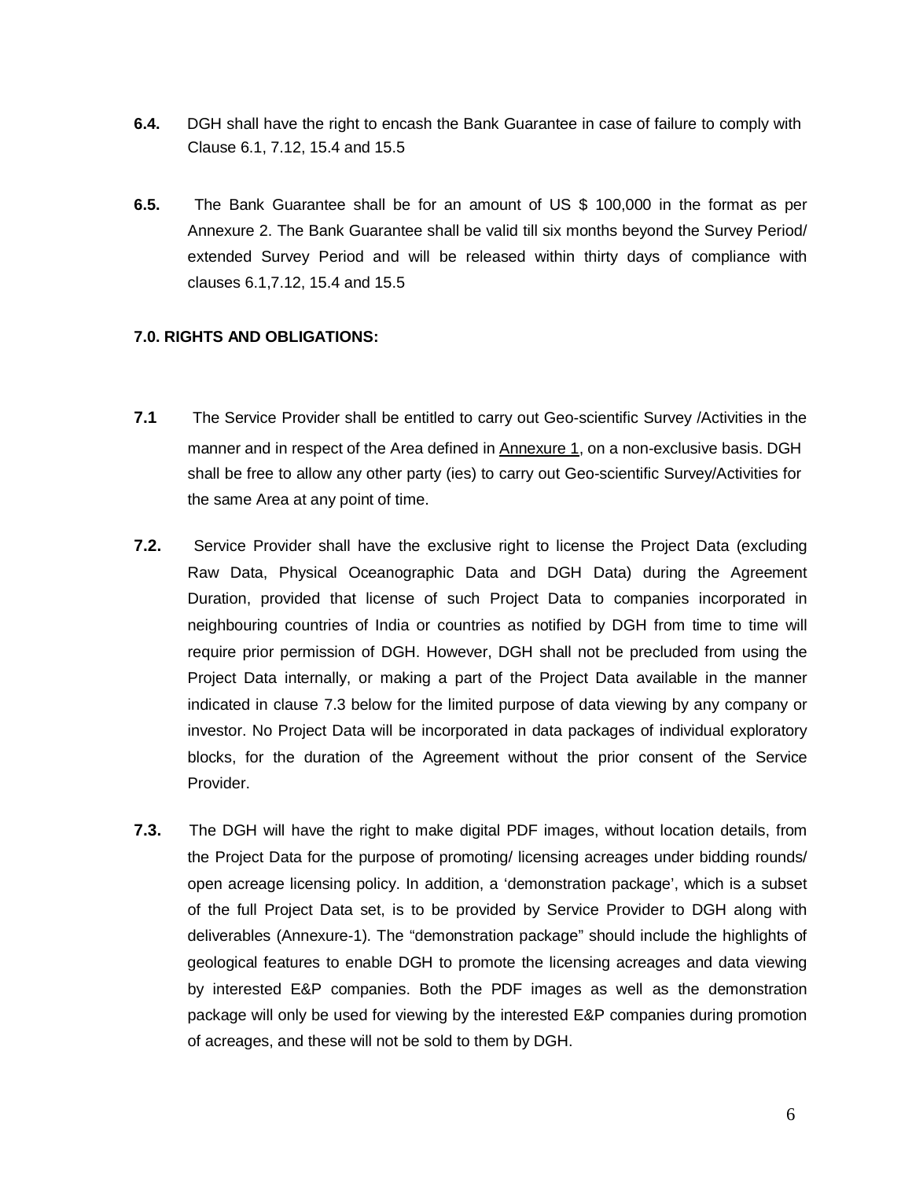**6.4.** DGH shall have the right to encash the Bank Guarantee in case of failure to comply with Clause 6.1, 7.12, 15.4 and 15.5

**6.5.** The Bank Guarantee shall be for an amount of US $ 100,000 in the format as per Annexure 2. The Bank Guarantee shall be valid till six months beyond the Survey Period/ extended Survey Period and will be released within thirty days of compliance with clauses 6.1,7.12, 15.4 and 15.5

**7.0. RIGHTS AND OBLIGATIONS:**

**7.1** The Service Provider shall be entitled to carry out Geo-scientific Survey /Activities in the manner and in respect of the Area defined in Annexure 1, on a non-exclusive basis. DGH shall be free to allow any other party (ies) to carry out Geo-scientific Survey/Activities for the same Area at any point of time.

**7.2.** Service Provider shall have the exclusive right to license the Project Data (excluding Raw Data, Physical Oceanographic Data and DGH Data) during the Agreement Duration, provided that license of such Project Data to companies incorporated in neighbouring countries of India or countries as notified by DGH from time to time will require prior permission of DGH. However, DGH shall not be precluded from using the Project Data internally, or making a part of the Project Data available in the manner indicated in clause 7.3 below for the limited purpose of data viewing by any company or investor. No Project Data will be incorporated in data packages of individual exploratory blocks, for the duration of the Agreement without the prior consent of the Service Provider.

**7.3.** The DGH will have the right to make digital PDF images, without location details, from the Project Data for the purpose of promoting/ licensing acreages under bidding rounds/ open acreage licensing policy. In addition, a 'demonstration package', which is a subset of the full Project Data set, is to be provided by Service Provider to DGH along with deliverables (Annexure-1). The "demonstration package" should include the highlights of geological features to enable DGH to promote the licensing acreages and data viewing by interested E&P companies. Both the PDF images as well as the demonstration package will only be used for viewing by the interested E&P companies during promotion of acreages, and these will not be sold to them by DGH.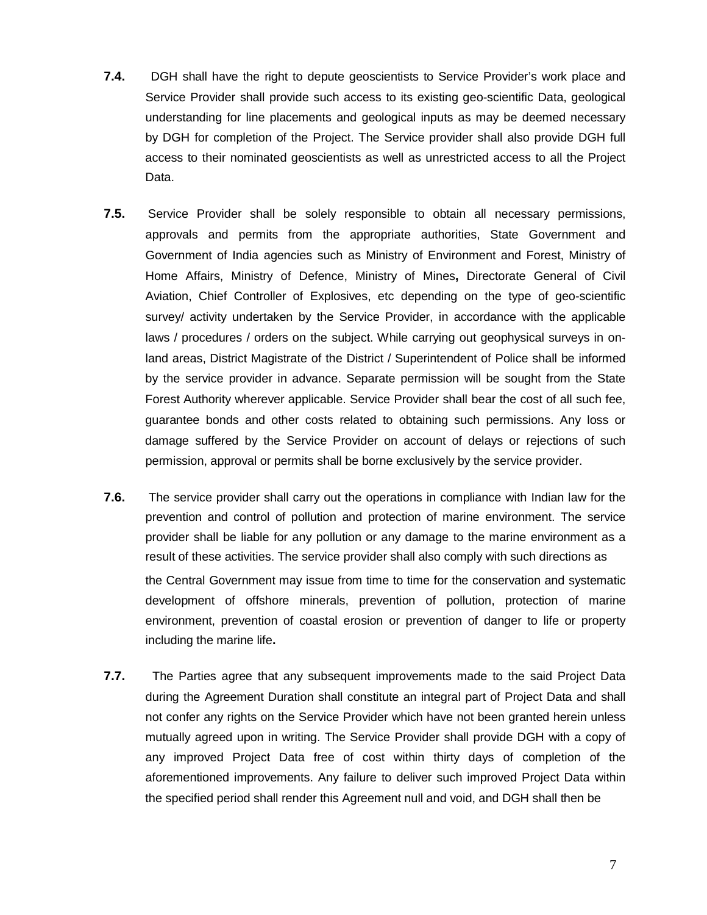**7.4.** DGH shall have the right to depute geoscientists to Service Provider's work place and Service Provider shall provide such access to its existing geo-scientific Data, geological understanding for line placements and geological inputs as may be deemed necessary by DGH for completion of the Project. The Service provider shall also provide DGH full access to their nominated geoscientists as well as unrestricted access to all the Project Data.

**7.5.** Service Provider shall be solely responsible to obtain all necessary permissions, approvals and permits from the appropriate authorities, State Government and Government of India agencies such as Ministry of Environment and Forest, Ministry of Home Affairs, Ministry of Defence, Ministry of Mines**,** Directorate General of Civil Aviation, Chief Controller of Explosives, etc depending on the type of geo-scientific survey/ activity undertaken by the Service Provider, in accordance with the applicable laws / procedures / orders on the subject. While carrying out geophysical surveys in on-land areas, District Magistrate of the District / Superintendent of Police shall be informed by the service provider in advance. Separate permission will be sought from the State Forest Authority wherever applicable. Service Provider shall bear the cost of all such fee, guarantee bonds and other costs related to obtaining such permissions. Any loss or damage suffered by the Service Provider on account of delays or rejections of such permission, approval or permits shall be borne exclusively by the service provider.

**7.6.** The service provider shall carry out the operations in compliance with Indian law for the prevention and control of pollution and protection of marine environment. The service provider shall be liable for any pollution or any damage to the marine environment as a result of these activities. The service provider shall also comply with such directions as the Central Government may issue from time to time for the conservation and systematic development of offshore minerals, prevention of pollution, protection of marine environment, prevention of coastal erosion or prevention of danger to life or property including the marine life**.**

**7.7.** The Parties agree that any subsequent improvements made to the said Project Data during the Agreement Duration shall constitute an integral part of Project Data and shall not confer any rights on the Service Provider which have not been granted herein unless mutually agreed upon in writing. The Service Provider shall provide DGH with a copy of any improved Project Data free of cost within thirty days of completion of the aforementioned improvements. Any failure to deliver such improved Project Data within the specified period shall render this Agreement null and void, and DGH shall then be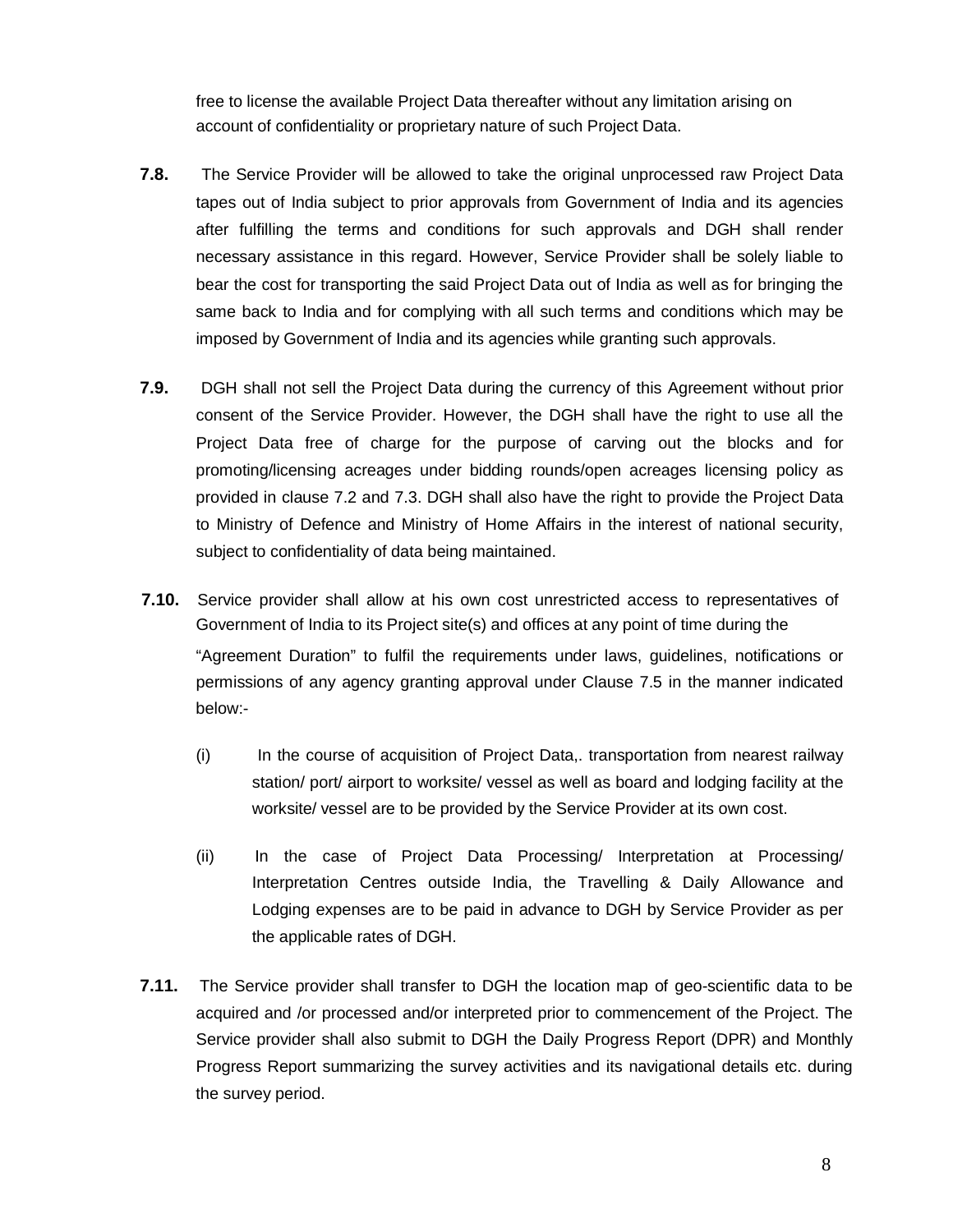free to license the available Project Data thereafter without any limitation arising on account of confidentiality or proprietary nature of such Project Data.

**7.8.** The Service Provider will be allowed to take the original unprocessed raw Project Data tapes out of India subject to prior approvals from Government of India and its agencies after fulfilling the terms and conditions for such approvals and DGH shall render necessary assistance in this regard. However, Service Provider shall be solely liable to bear the cost for transporting the said Project Data out of India as well as for bringing the same back to India and for complying with all such terms and conditions which may be imposed by Government of India and its agencies while granting such approvals.

**7.9.** DGH shall not sell the Project Data during the currency of this Agreement without prior consent of the Service Provider. However, the DGH shall have the right to use all the Project Data free of charge for the purpose of carving out the blocks and for promoting/licensing acreages under bidding rounds/open acreages licensing policy as provided in clause 7.2 and 7.3. DGH shall also have the right to provide the Project Data to Ministry of Defence and Ministry of Home Affairs in the interest of national security, subject to confidentiality of data being maintained.

**7.10.** Service provider shall allow at his own cost unrestricted access to representatives of Government of India to its Project site(s) and offices at any point of time during the "Agreement Duration" to fulfil the requirements under laws, guidelines, notifications or permissions of any agency granting approval under Clause 7.5 in the manner indicated below:-

(i) In the course of acquisition of Project Data,. transportation from nearest railway station/ port/ airport to worksite/ vessel as well as board and lodging facility at the worksite/ vessel are to be provided by the Service Provider at its own cost.

(ii) In the case of Project Data Processing/ Interpretation at Processing/ Interpretation Centres outside India, the Travelling & Daily Allowance and Lodging expenses are to be paid in advance to DGH by Service Provider as per the applicable rates of DGH.

**7.11.** The Service provider shall transfer to DGH the location map of geo-scientific data to be acquired and /or processed and/or interpreted prior to commencement of the Project. The Service provider shall also submit to DGH the Daily Progress Report (DPR) and Monthly Progress Report summarizing the survey activities and its navigational details etc. during the survey period.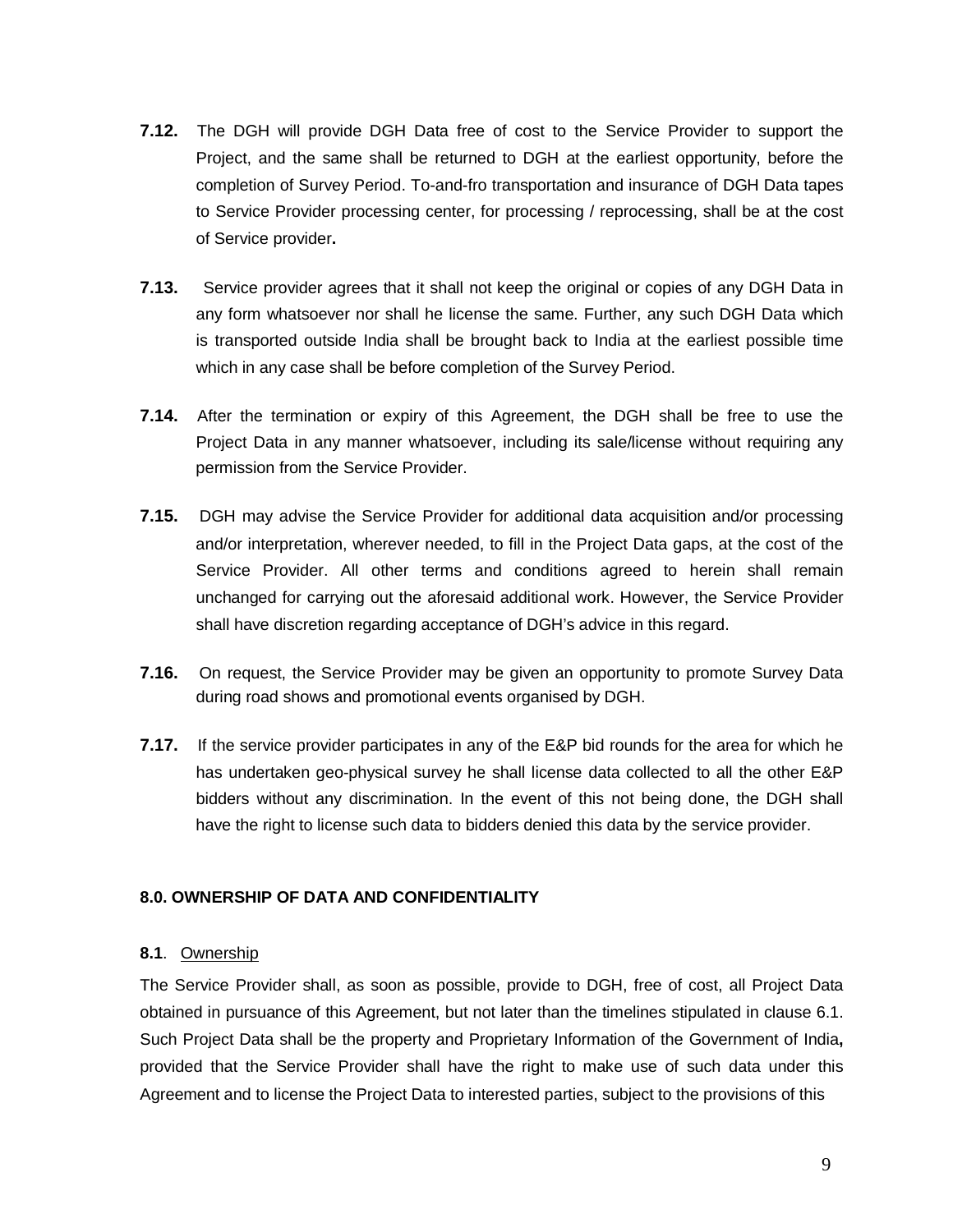**7.12.** The DGH will provide DGH Data free of cost to the Service Provider to support the Project, and the same shall be returned to DGH at the earliest opportunity, before the completion of Survey Period. To-and-fro transportation and insurance of DGH Data tapes to Service Provider processing center, for processing / reprocessing, shall be at the cost of Service provider**.**

**7.13.** Service provider agrees that it shall not keep the original or copies of any DGH Data in any form whatsoever nor shall he license the same. Further, any such DGH Data which is transported outside India shall be brought back to India at the earliest possible time which in any case shall be before completion of the Survey Period.

**7.14.** After the termination or expiry of this Agreement, the DGH shall be free to use the Project Data in any manner whatsoever, including its sale/license without requiring any permission from the Service Provider.

**7.15.** DGH may advise the Service Provider for additional data acquisition and/or processing and/or interpretation, wherever needed, to fill in the Project Data gaps, at the cost of the Service Provider. All other terms and conditions agreed to herein shall remain unchanged for carrying out the aforesaid additional work. However, the Service Provider shall have discretion regarding acceptance of DGH's advice in this regard.

**7.16.** On request, the Service Provider may be given an opportunity to promote Survey Data during road shows and promotional events organised by DGH.

**7.17.** If the service provider participates in any of the E&P bid rounds for the area for which he has undertaken geo-physical survey he shall license data collected to all the other E&P bidders without any discrimination. In the event of this not being done, the DGH shall have the right to license such data to bidders denied this data by the service provider.

### 8.0. OWNERSHIP OF DATA AND CONFIDENTIALITY

**8.1**. Ownership

The Service Provider shall, as soon as possible, provide to DGH, free of cost, all Project Data obtained in pursuance of this Agreement, but not later than the timelines stipulated in clause 6.1. Such Project Data shall be the property and Proprietary Information of the Government of India**,** provided that the Service Provider shall have the right to make use of such data under this Agreement and to license the Project Data to interested parties, subject to the provisions of this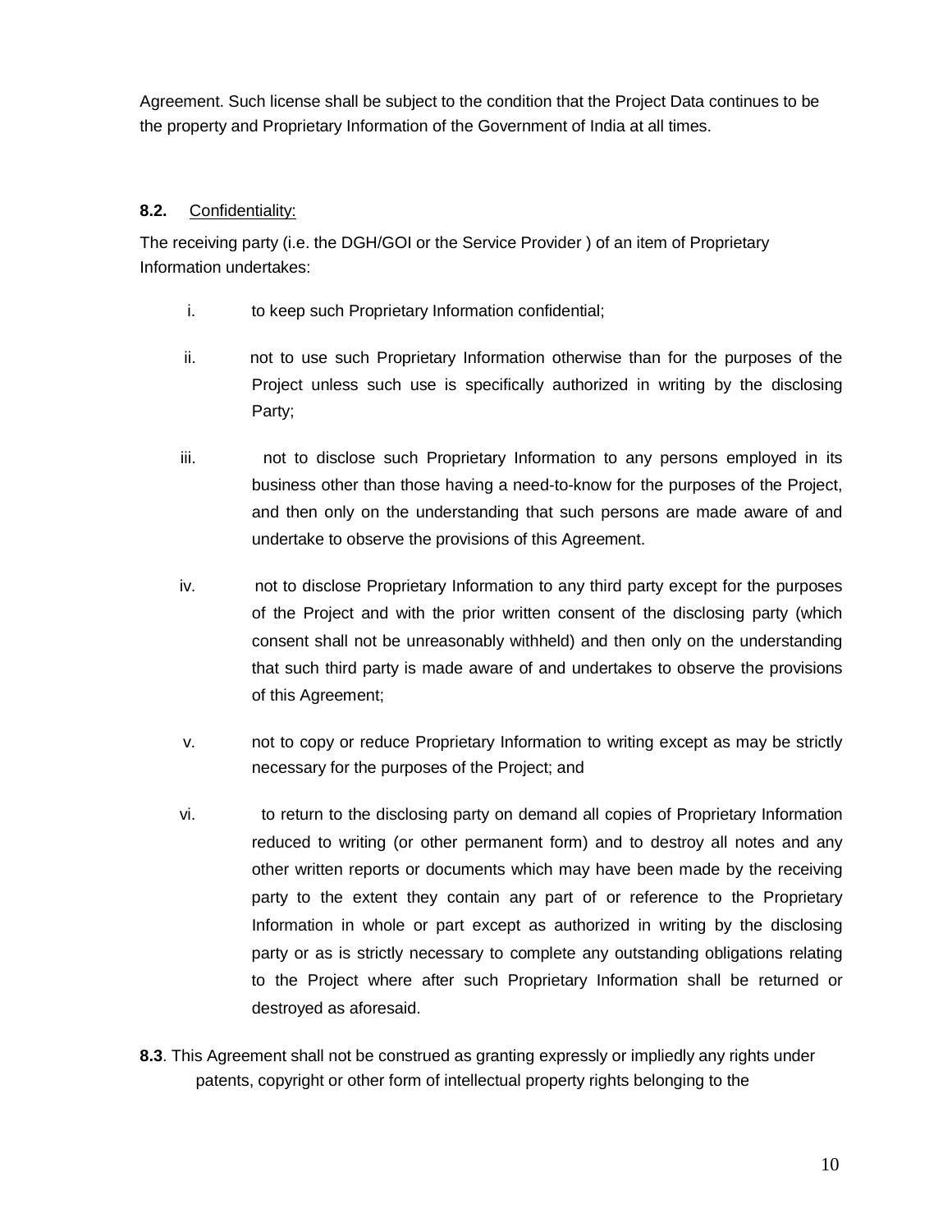Agreement. Such license shall be subject to the condition that the Project Data continues to be the property and Proprietary Information of the Government of India at all times.

**8.2.** Confidentiality:

The receiving party (i.e. the DGH/GOI or the Service Provider ) of an item of Proprietary Information undertakes:

i. to keep such Proprietary Information confidential;

ii. not to use such Proprietary Information otherwise than for the purposes of the Project unless such use is specifically authorized in writing by the disclosing Party;

iii. not to disclose such Proprietary Information to any persons employed in its business other than those having a need-to-know for the purposes of the Project, and then only on the understanding that such persons are made aware of and undertake to observe the provisions of this Agreement.

iv. not to disclose Proprietary Information to any third party except for the purposes of the Project and with the prior written consent of the disclosing party (which consent shall not be unreasonably withheld) and then only on the understanding that such third party is made aware of and undertakes to observe the provisions of this Agreement;

v. not to copy or reduce Proprietary Information to writing except as may be strictly necessary for the purposes of the Project; and

vi. to return to the disclosing party on demand all copies of Proprietary Information reduced to writing (or other permanent form) and to destroy all notes and any other written reports or documents which may have been made by the receiving party to the extent they contain any part of or reference to the Proprietary Information in whole or part except as authorized in writing by the disclosing party or as is strictly necessary to complete any outstanding obligations relating to the Project where after such Proprietary Information shall be returned or destroyed as aforesaid.

**8.3**. This Agreement shall not be construed as granting expressly or impliedly any rights under patents, copyright or other form of intellectual property rights belonging to the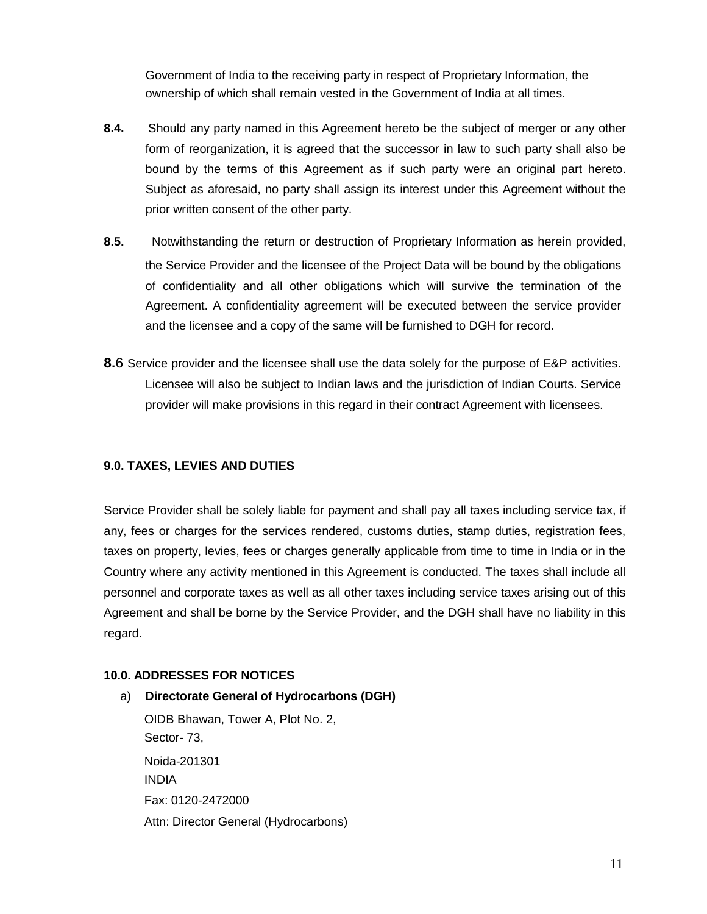Government of India to the receiving party in respect of Proprietary Information, the ownership of which shall remain vested in the Government of India at all times.

**8.4.** Should any party named in this Agreement hereto be the subject of merger or any other form of reorganization, it is agreed that the successor in law to such party shall also be bound by the terms of this Agreement as if such party were an original part hereto. Subject as aforesaid, no party shall assign its interest under this Agreement without the prior written consent of the other party.

**8.5.** Notwithstanding the return or destruction of Proprietary Information as herein provided, the Service Provider and the licensee of the Project Data will be bound by the obligations of confidentiality and all other obligations which will survive the termination of the Agreement. A confidentiality agreement will be executed between the service provider and the licensee and a copy of the same will be furnished to DGH for record.

**8.**6 Service provider and the licensee shall use the data solely for the purpose of E&P activities. Licensee will also be subject to Indian laws and the jurisdiction of Indian Courts. Service provider will make provisions in this regard in their contract Agreement with licensees.

**9.0. TAXES, LEVIES AND DUTIES**

Service Provider shall be solely liable for payment and shall pay all taxes including service tax, if any, fees or charges for the services rendered, customs duties, stamp duties, registration fees, taxes on property, levies, fees or charges generally applicable from time to time in India or in the Country where any activity mentioned in this Agreement is conducted. The taxes shall include all personnel and corporate taxes as well as all other taxes including service taxes arising out of this Agreement and shall be borne by the Service Provider, and the DGH shall have no liability in this regard.

**10.0. ADDRESSES FOR NOTICES**

a) **Directorate General of Hydrocarbons (DGH)**

OIDB Bhawan, Tower A, Plot No. 2,
Sector- 73,
Noida-201301
INDIA
Fax: 0120-2472000
Attn: Director General (Hydrocarbons)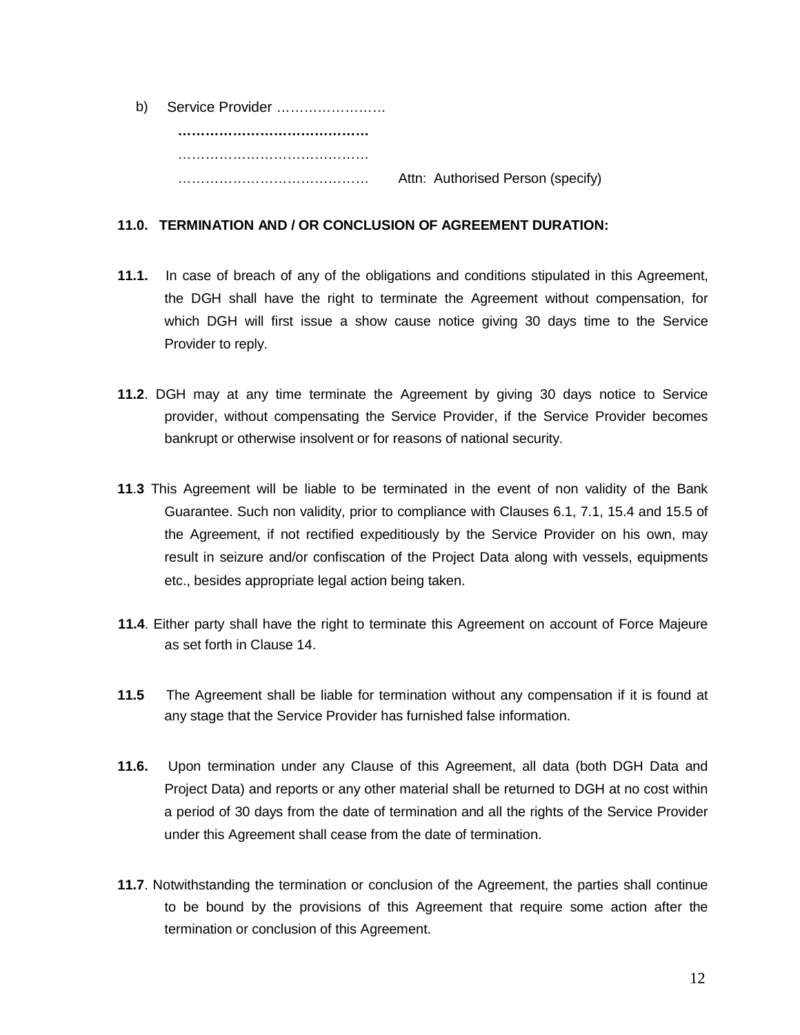b) Service Provider ……………………

**……………………………………**

……………………………………

…………………………………… Attn: Authorised Person (specify)

**11.0. TERMINATION AND / OR CONCLUSION OF AGREEMENT DURATION:**

**11.1.** In case of breach of any of the obligations and conditions stipulated in this Agreement, the DGH shall have the right to terminate the Agreement without compensation, for which DGH will first issue a show cause notice giving 30 days time to the Service Provider to reply.

**11.2**. DGH may at any time terminate the Agreement by giving 30 days notice to Service provider, without compensating the Service Provider, if the Service Provider becomes bankrupt or otherwise insolvent or for reasons of national security.

**11.3** This Agreement will be liable to be terminated in the event of non validity of the Bank Guarantee. Such non validity, prior to compliance with Clauses 6.1, 7.1, 15.4 and 15.5 of the Agreement, if not rectified expeditiously by the Service Provider on his own, may result in seizure and/or confiscation of the Project Data along with vessels, equipments etc., besides appropriate legal action being taken.

**11.4**. Either party shall have the right to terminate this Agreement on account of Force Majeure as set forth in Clause 14.

**11.5** The Agreement shall be liable for termination without any compensation if it is found at any stage that the Service Provider has furnished false information.

**11.6.** Upon termination under any Clause of this Agreement, all data (both DGH Data and Project Data) and reports or any other material shall be returned to DGH at no cost within a period of 30 days from the date of termination and all the rights of the Service Provider under this Agreement shall cease from the date of termination.

**11.7**. Notwithstanding the termination or conclusion of the Agreement, the parties shall continue to be bound by the provisions of this Agreement that require some action after the termination or conclusion of this Agreement.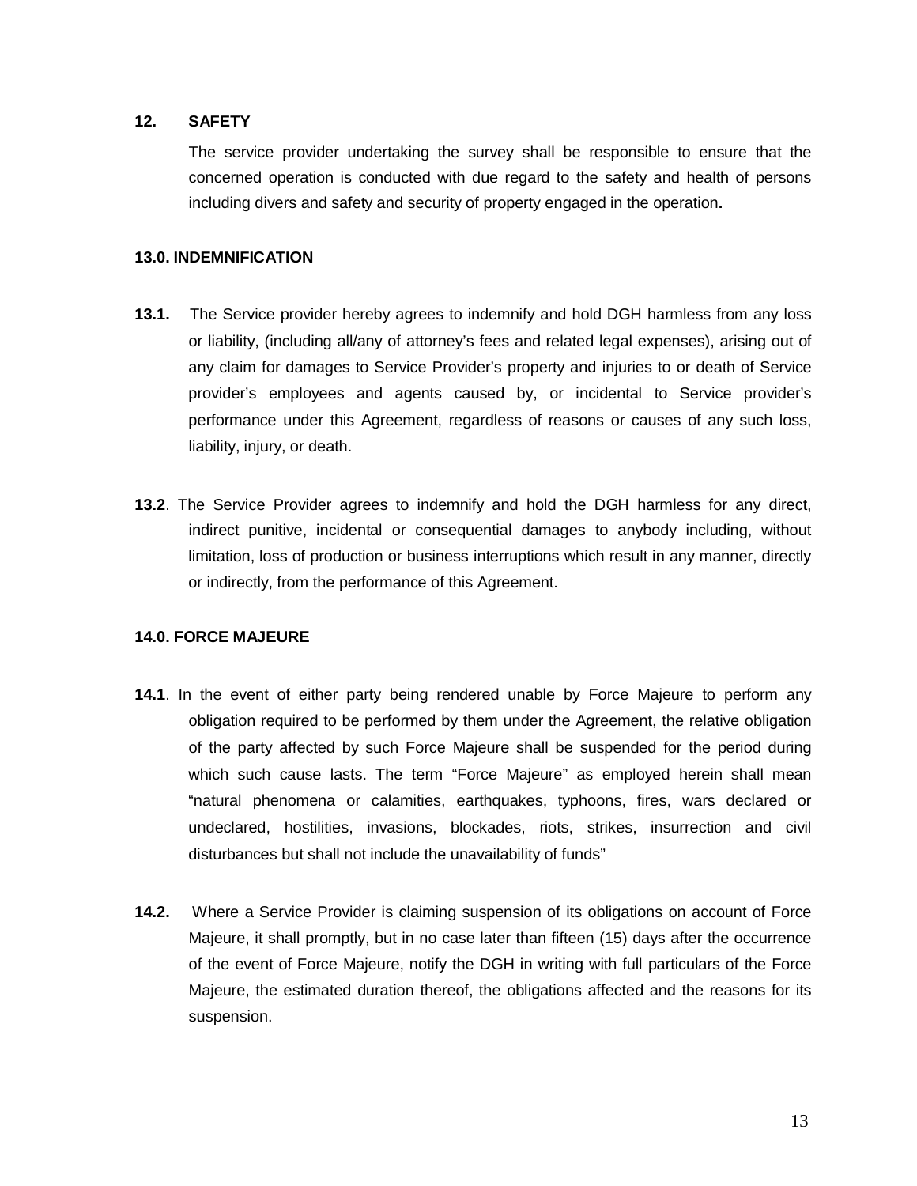**12. SAFETY**

The service provider undertaking the survey shall be responsible to ensure that the concerned operation is conducted with due regard to the safety and health of persons including divers and safety and security of property engaged in the operation**.**

**13.0. INDEMNIFICATION**

**13.1.** The Service provider hereby agrees to indemnify and hold DGH harmless from any loss or liability, (including all/any of attorney's fees and related legal expenses), arising out of any claim for damages to Service Provider's property and injuries to or death of Service provider's employees and agents caused by, or incidental to Service provider's performance under this Agreement, regardless of reasons or causes of any such loss, liability, injury, or death.

**13.2**. The Service Provider agrees to indemnify and hold the DGH harmless for any direct, indirect punitive, incidental or consequential damages to anybody including, without limitation, loss of production or business interruptions which result in any manner, directly or indirectly, from the performance of this Agreement.

**14.0. FORCE MAJEURE**

**14.1**. In the event of either party being rendered unable by Force Majeure to perform any obligation required to be performed by them under the Agreement, the relative obligation of the party affected by such Force Majeure shall be suspended for the period during which such cause lasts. The term "Force Majeure" as employed herein shall mean "natural phenomena or calamities, earthquakes, typhoons, fires, wars declared or undeclared, hostilities, invasions, blockades, riots, strikes, insurrection and civil disturbances but shall not include the unavailability of funds"

**14.2.** Where a Service Provider is claiming suspension of its obligations on account of Force Majeure, it shall promptly, but in no case later than fifteen (15) days after the occurrence of the event of Force Majeure, notify the DGH in writing with full particulars of the Force Majeure, the estimated duration thereof, the obligations affected and the reasons for its suspension.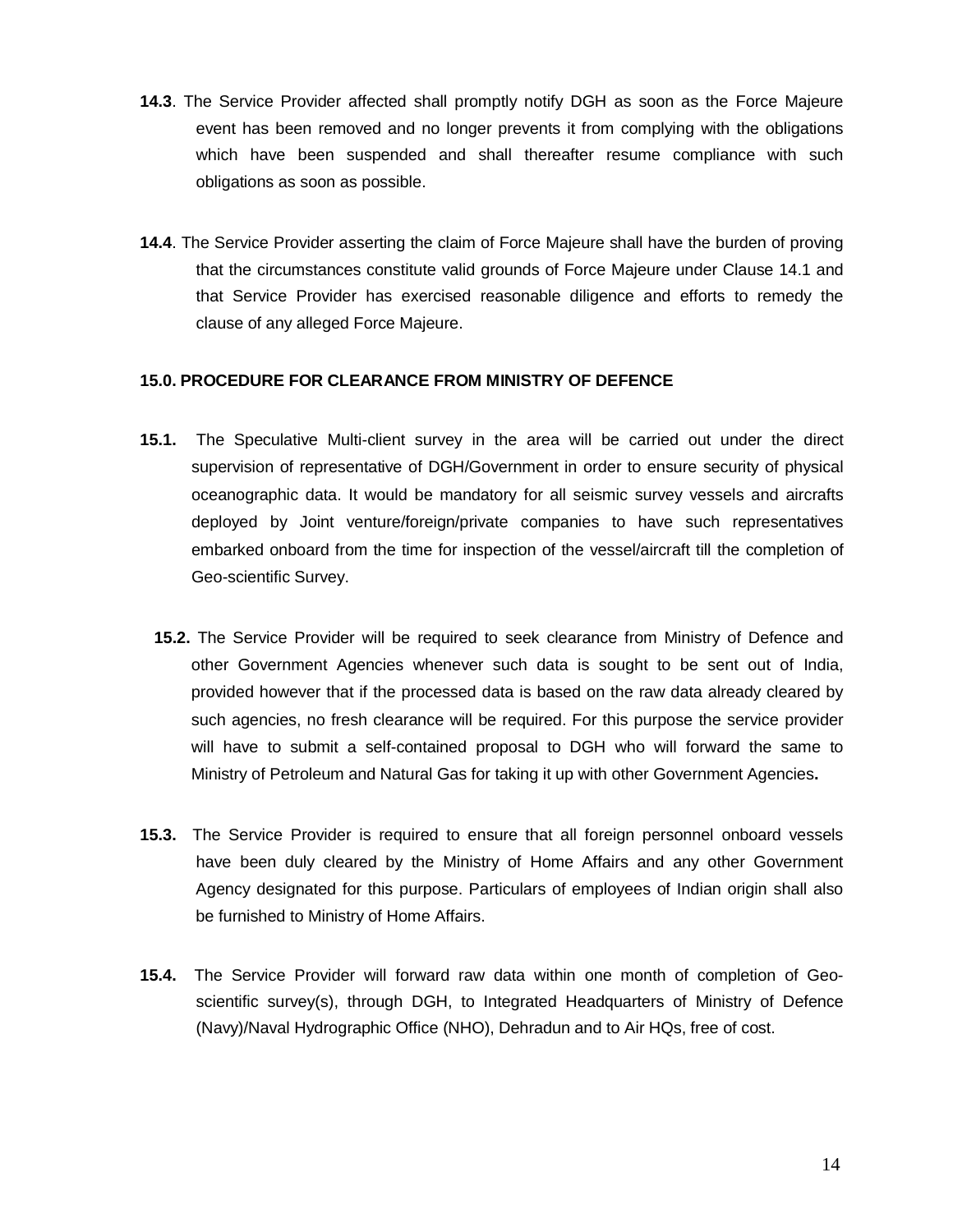**14.3**. The Service Provider affected shall promptly notify DGH as soon as the Force Majeure event has been removed and no longer prevents it from complying with the obligations which have been suspended and shall thereafter resume compliance with such obligations as soon as possible.

**14.4**. The Service Provider asserting the claim of Force Majeure shall have the burden of proving that the circumstances constitute valid grounds of Force Majeure under Clause 14.1 and that Service Provider has exercised reasonable diligence and efforts to remedy the clause of any alleged Force Majeure.

**15.0. PROCEDURE FOR CLEARANCE FROM MINISTRY OF DEFENCE**

**15.1.** The Speculative Multi-client survey in the area will be carried out under the direct supervision of representative of DGH/Government in order to ensure security of physical oceanographic data. It would be mandatory for all seismic survey vessels and aircrafts deployed by Joint venture/foreign/private companies to have such representatives embarked onboard from the time for inspection of the vessel/aircraft till the completion of Geo-scientific Survey.

**15.2.** The Service Provider will be required to seek clearance from Ministry of Defence and other Government Agencies whenever such data is sought to be sent out of India, provided however that if the processed data is based on the raw data already cleared by such agencies, no fresh clearance will be required. For this purpose the service provider will have to submit a self-contained proposal to DGH who will forward the same to Ministry of Petroleum and Natural Gas for taking it up with other Government Agencies**.**

**15.3.** The Service Provider is required to ensure that all foreign personnel onboard vessels have been duly cleared by the Ministry of Home Affairs and any other Government Agency designated for this purpose. Particulars of employees of Indian origin shall also be furnished to Ministry of Home Affairs.

**15.4.** The Service Provider will forward raw data within one month of completion of Geo-scientific survey(s), through DGH, to Integrated Headquarters of Ministry of Defence (Navy)/Naval Hydrographic Office (NHO), Dehradun and to Air HQs, free of cost.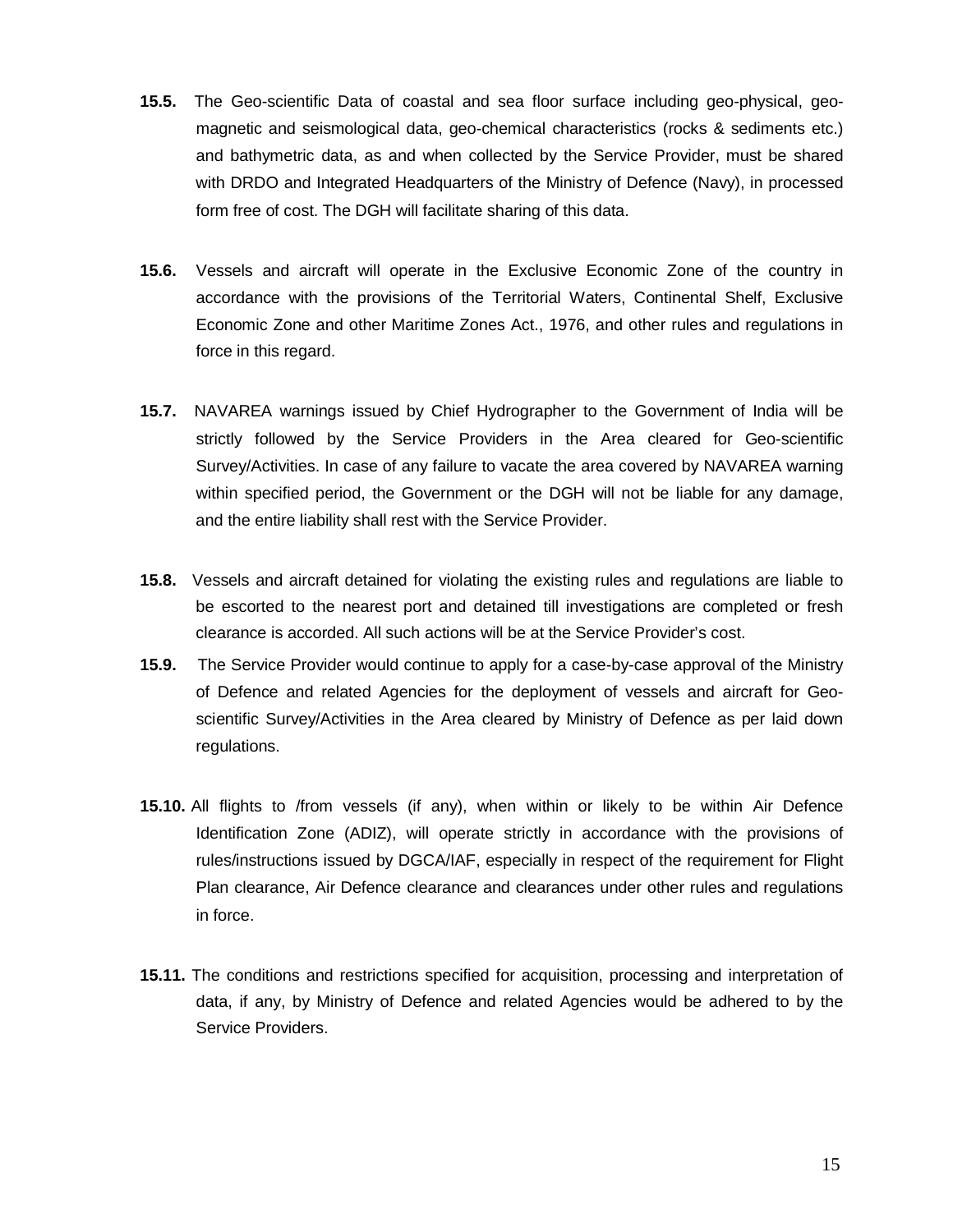**15.5.** The Geo-scientific Data of coastal and sea floor surface including geo-physical, geo-magnetic and seismological data, geo-chemical characteristics (rocks & sediments etc.) and bathymetric data, as and when collected by the Service Provider, must be shared with DRDO and Integrated Headquarters of the Ministry of Defence (Navy), in processed form free of cost. The DGH will facilitate sharing of this data.

**15.6.** Vessels and aircraft will operate in the Exclusive Economic Zone of the country in accordance with the provisions of the Territorial Waters, Continental Shelf, Exclusive Economic Zone and other Maritime Zones Act., 1976, and other rules and regulations in force in this regard.

**15.7.** NAVAREA warnings issued by Chief Hydrographer to the Government of India will be strictly followed by the Service Providers in the Area cleared for Geo-scientific Survey/Activities. In case of any failure to vacate the area covered by NAVAREA warning within specified period, the Government or the DGH will not be liable for any damage, and the entire liability shall rest with the Service Provider.

**15.8.** Vessels and aircraft detained for violating the existing rules and regulations are liable to be escorted to the nearest port and detained till investigations are completed or fresh clearance is accorded. All such actions will be at the Service Provider's cost.

**15.9.** The Service Provider would continue to apply for a case-by-case approval of the Ministry of Defence and related Agencies for the deployment of vessels and aircraft for Geo-scientific Survey/Activities in the Area cleared by Ministry of Defence as per laid down regulations.

**15.10.** All flights to /from vessels (if any), when within or likely to be within Air Defence Identification Zone (ADIZ), will operate strictly in accordance with the provisions of rules/instructions issued by DGCA/IAF, especially in respect of the requirement for Flight Plan clearance, Air Defence clearance and clearances under other rules and regulations in force.

**15.11.** The conditions and restrictions specified for acquisition, processing and interpretation of data, if any, by Ministry of Defence and related Agencies would be adhered to by the Service Providers.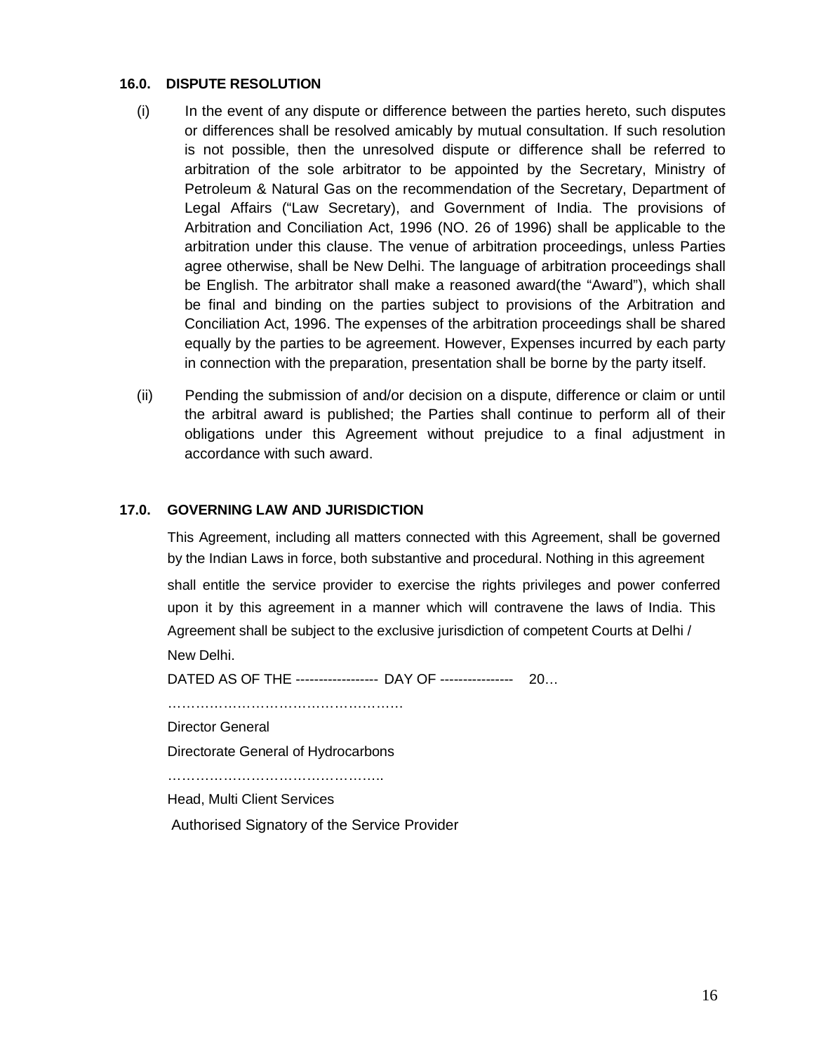**16.0. DISPUTE RESOLUTION**

(i) In the event of any dispute or difference between the parties hereto, such disputes or differences shall be resolved amicably by mutual consultation. If such resolution is not possible, then the unresolved dispute or difference shall be referred to arbitration of the sole arbitrator to be appointed by the Secretary, Ministry of Petroleum & Natural Gas on the recommendation of the Secretary, Department of Legal Affairs ("Law Secretary), and Government of India. The provisions of Arbitration and Conciliation Act, 1996 (NO. 26 of 1996) shall be applicable to the arbitration under this clause. The venue of arbitration proceedings, unless Parties agree otherwise, shall be New Delhi. The language of arbitration proceedings shall be English. The arbitrator shall make a reasoned award(the "Award"), which shall be final and binding on the parties subject to provisions of the Arbitration and Conciliation Act, 1996. The expenses of the arbitration proceedings shall be shared equally by the parties to be agreement. However, Expenses incurred by each party in connection with the preparation, presentation shall be borne by the party itself.

(ii) Pending the submission of and/or decision on a dispute, difference or claim or until the arbitral award is published; the Parties shall continue to perform all of their obligations under this Agreement without prejudice to a final adjustment in accordance with such award.

**17.0. GOVERNING LAW AND JURISDICTION**

This Agreement, including all matters connected with this Agreement, shall be governed by the Indian Laws in force, both substantive and procedural. Nothing in this agreement shall entitle the service provider to exercise the rights privileges and power conferred upon it by this agreement in a manner which will contravene the laws of India. This Agreement shall be subject to the exclusive jurisdiction of competent Courts at Delhi / New Delhi.

DATED AS OF THE ------------------ DAY OF ---------------- 20…

……………………………………………

Director General

Directorate General of Hydrocarbons

………………………………………..

Head, Multi Client Services

Authorised Signatory of the Service Provider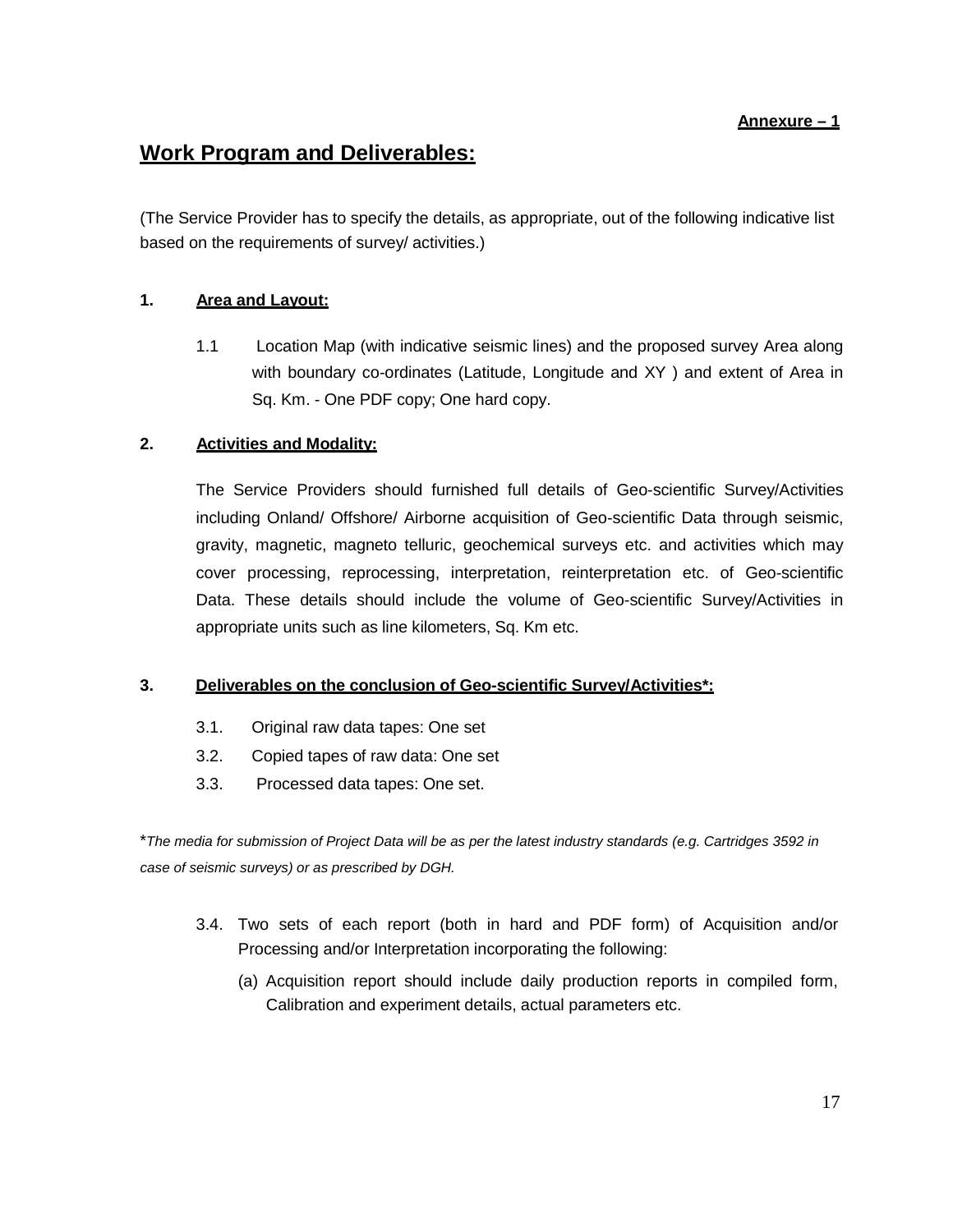**Annexure – 1**

# Work Program and Deliverables:

(The Service Provider has to specify the details, as appropriate, out of the following indicative list based on the requirements of survey/ activities.)

## 1. Area and Layout:

1.1 Location Map (with indicative seismic lines) and the proposed survey Area along with boundary co-ordinates (Latitude, Longitude and XY ) and extent of Area in Sq. Km. - One PDF copy; One hard copy.

## 2. Activities and Modality:

The Service Providers should furnished full details of Geo-scientific Survey/Activities including Onland/ Offshore/ Airborne acquisition of Geo-scientific Data through seismic, gravity, magnetic, magneto telluric, geochemical surveys etc. and activities which may cover processing, reprocessing, interpretation, reinterpretation etc. of Geo-scientific Data. These details should include the volume of Geo-scientific Survey/Activities in appropriate units such as line kilometers, Sq. Km etc.

## 3. Deliverables on the conclusion of Geo-scientific Survey/Activities*:

3.1. Original raw data tapes: One set

3.2. Copied tapes of raw data: One set

3.3. Processed data tapes: One set.

**The media for submission of Project Data will be as per the latest industry standards (e.g. Cartridges 3592 in case of seismic surveys) or as prescribed by DGH.*

3.4. Two sets of each report (both in hard and PDF form) of Acquisition and/or Processing and/or Interpretation incorporating the following:

(a) Acquisition report should include daily production reports in compiled form, Calibration and experiment details, actual parameters etc.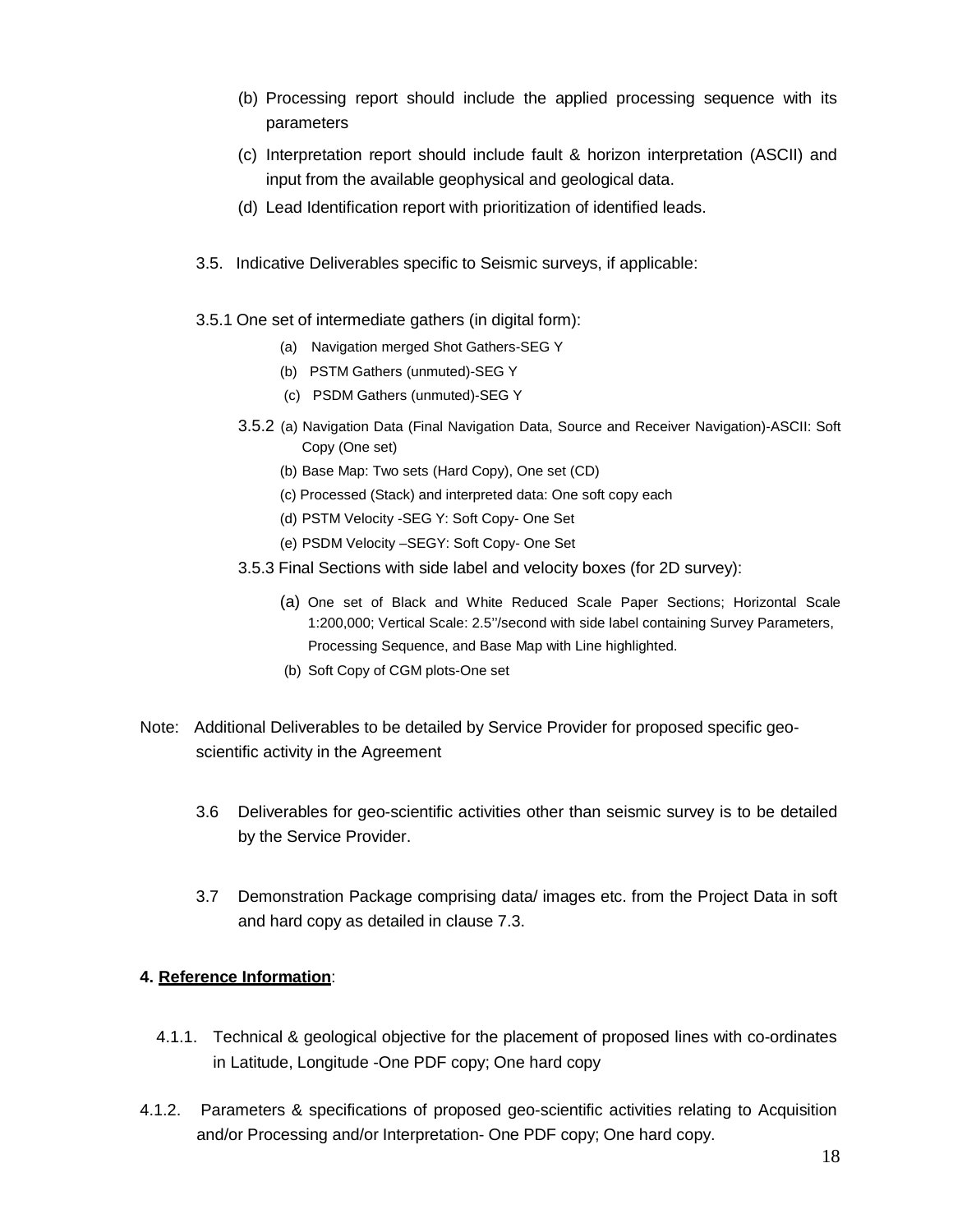(b) Processing report should include the applied processing sequence with its parameters

(c) Interpretation report should include fault & horizon interpretation (ASCII) and input from the available geophysical and geological data.

(d) Lead Identification report with prioritization of identified leads.

3.5. Indicative Deliverables specific to Seismic surveys, if applicable:

3.5.1 One set of intermediate gathers (in digital form):

(a) Navigation merged Shot Gathers-SEG Y

(b) PSTM Gathers (unmuted)-SEG Y

(c) PSDM Gathers (unmuted)-SEG Y

3.5.2 (a) Navigation Data (Final Navigation Data, Source and Receiver Navigation)-ASCII: Soft Copy (One set)

(b) Base Map: Two sets (Hard Copy), One set (CD)

(c) Processed (Stack) and interpreted data: One soft copy each

(d) PSTM Velocity -SEG Y: Soft Copy- One Set

(e) PSDM Velocity –SEGY: Soft Copy- One Set

3.5.3 Final Sections with side label and velocity boxes (for 2D survey):

(a) One set of Black and White Reduced Scale Paper Sections; Horizontal Scale 1:200,000; Vertical Scale: 2.5''/second with side label containing Survey Parameters, Processing Sequence, and Base Map with Line highlighted.

(b) Soft Copy of CGM plots-One set

Note: Additional Deliverables to be detailed by Service Provider for proposed specific geo-scientific activity in the Agreement

3.6 Deliverables for geo-scientific activities other than seismic survey is to be detailed by the Service Provider.

3.7 Demonstration Package comprising data/ images etc. from the Project Data in soft and hard copy as detailed in clause 7.3.

**4. <u>Reference Information</u>**:

4.1.1. Technical & geological objective for the placement of proposed lines with co-ordinates in Latitude, Longitude -One PDF copy; One hard copy

4.1.2. Parameters & specifications of proposed geo-scientific activities relating to Acquisition and/or Processing and/or Interpretation- One PDF copy; One hard copy.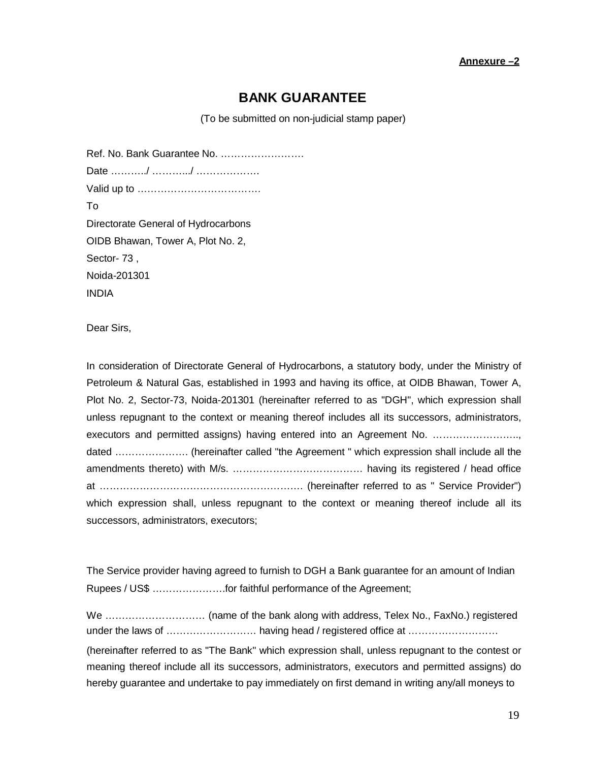**Annexure –2**

# BANK GUARANTEE

(To be submitted on non-judicial stamp paper)

Ref. No. Bank Guarantee No. …………………….

Date ………./ ………../ ……………….

Valid up to ……………………………….

To

Directorate General of Hydrocarbons
OIDB Bhawan, Tower A, Plot No. 2,
Sector- 73 ,
Noida-201301
INDIA

Dear Sirs,

In consideration of Directorate General of Hydrocarbons, a statutory body, under the Ministry of Petroleum & Natural Gas, established in 1993 and having its office, at OIDB Bhawan, Tower A, Plot No. 2, Sector-73, Noida-201301 (hereinafter referred to as "DGH", which expression shall unless repugnant to the context or meaning thereof includes all its successors, administrators, executors and permitted assigns) having entered into an Agreement No. …………………….., dated …………………. (hereinafter called "the Agreement " which expression shall include all the amendments thereto) with M/s. …………………………………. having its registered / head office at ……………………………………………………. (hereinafter referred to as " Service Provider") which expression shall, unless repugnant to the context or meaning thereof include all its successors, administrators, executors;

The Service provider having agreed to furnish to DGH a Bank guarantee for an amount of Indian Rupees / US$ ………………….for faithful performance of the Agreement;

We ………………………… (name of the bank along with address, Telex No., FaxNo.) registered under the laws of ……………………… having head / registered office at ………………………

(hereinafter referred to as "The Bank" which expression shall, unless repugnant to the contest or meaning thereof include all its successors, administrators, executors and permitted assigns) do hereby guarantee and undertake to pay immediately on first demand in writing any/all moneys to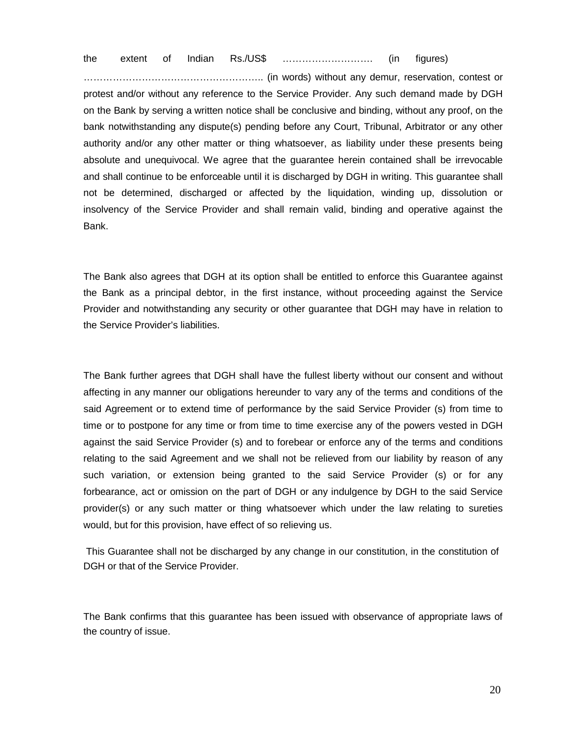the extent of Indian Rs./US$ ………………………. (in figures) ……………………………………………….. (in words) without any demur, reservation, contest or protest and/or without any reference to the Service Provider. Any such demand made by DGH on the Bank by serving a written notice shall be conclusive and binding, without any proof, on the bank notwithstanding any dispute(s) pending before any Court, Tribunal, Arbitrator or any other authority and/or any other matter or thing whatsoever, as liability under these presents being absolute and unequivocal. We agree that the guarantee herein contained shall be irrevocable and shall continue to be enforceable until it is discharged by DGH in writing. This guarantee shall not be determined, discharged or affected by the liquidation, winding up, dissolution or insolvency of the Service Provider and shall remain valid, binding and operative against the Bank.

The Bank also agrees that DGH at its option shall be entitled to enforce this Guarantee against the Bank as a principal debtor, in the first instance, without proceeding against the Service Provider and notwithstanding any security or other guarantee that DGH may have in relation to the Service Provider's liabilities.

The Bank further agrees that DGH shall have the fullest liberty without our consent and without affecting in any manner our obligations hereunder to vary any of the terms and conditions of the said Agreement or to extend time of performance by the said Service Provider (s) from time to time or to postpone for any time or from time to time exercise any of the powers vested in DGH against the said Service Provider (s) and to forebear or enforce any of the terms and conditions relating to the said Agreement and we shall not be relieved from our liability by reason of any such variation, or extension being granted to the said Service Provider (s) or for any forbearance, act or omission on the part of DGH or any indulgence by DGH to the said Service provider(s) or any such matter or thing whatsoever which under the law relating to sureties would, but for this provision, have effect of so relieving us.

This Guarantee shall not be discharged by any change in our constitution, in the constitution of DGH or that of the Service Provider.

The Bank confirms that this guarantee has been issued with observance of appropriate laws of the country of issue.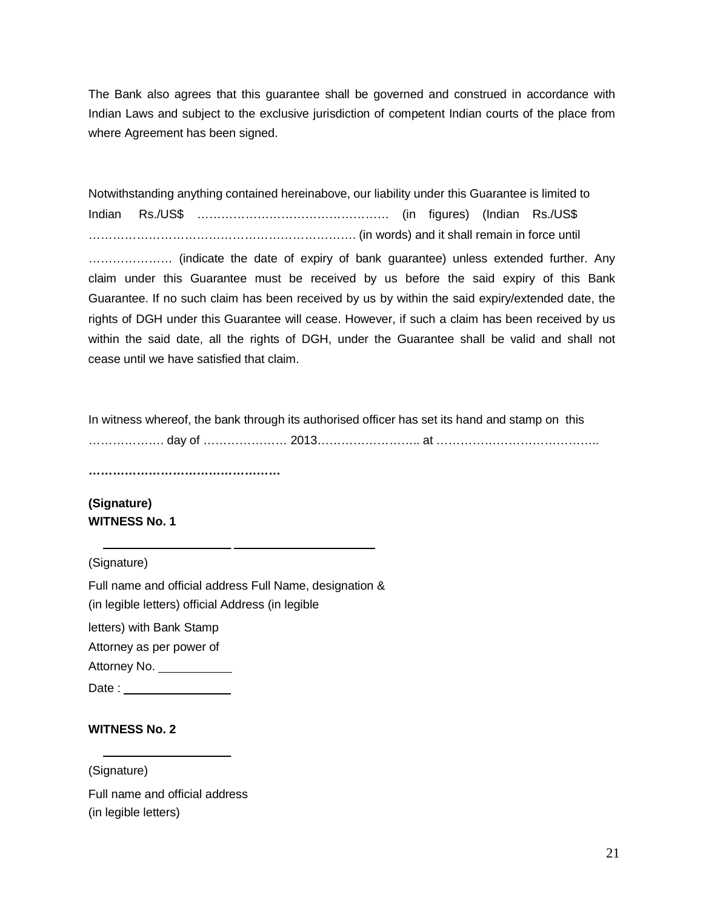The Bank also agrees that this guarantee shall be governed and construed in accordance with Indian Laws and subject to the exclusive jurisdiction of competent Indian courts of the place from where Agreement has been signed.

Notwithstanding anything contained hereinabove, our liability under this Guarantee is limited to Indian Rs./US$ ………………………………………… (in figures) (Indian Rs./US$ ………………………………………………………… (in words) and it shall remain in force until ………………… (indicate the date of expiry of bank guarantee) unless extended further. Any claim under this Guarantee must be received by us before the said expiry of this Bank Guarantee. If no such claim has been received by us by within the said expiry/extended date, the rights of DGH under this Guarantee will cease. However, if such a claim has been received by us within the said date, all the rights of DGH, under the Guarantee shall be valid and shall not cease until we have satisfied that claim.

In witness whereof, the bank through its authorised officer has set its hand and stamp on this ………………. day of ………………… 2013…………………….. at …………………………………..

**…………………………………………**

**(Signature)**
**WITNESS No. 1**

\_\_\_\_\_\_\_\_\_\_\_\_\_\_\_\_\_\_\_\_ \_\_\_\_\_\_\_\_\_\_\_\_\_\_\_\_\_\_\_\_\_\_

(Signature)

Full name and official address Full Name, designation &
(in legible letters) official Address (in legible

letters) with Bank Stamp

Attorney as per power of

Attorney No. \_\_\_\_\_\_\_\_\_\_\_

Date : \_\_\_\_\_\_\_\_\_\_\_\_\_\_\_\_

**WITNESS No. 2**

\_\_\_\_\_\_\_\_\_\_\_\_\_\_\_\_\_\_\_\_

(Signature)

Full name and official address
(in legible letters)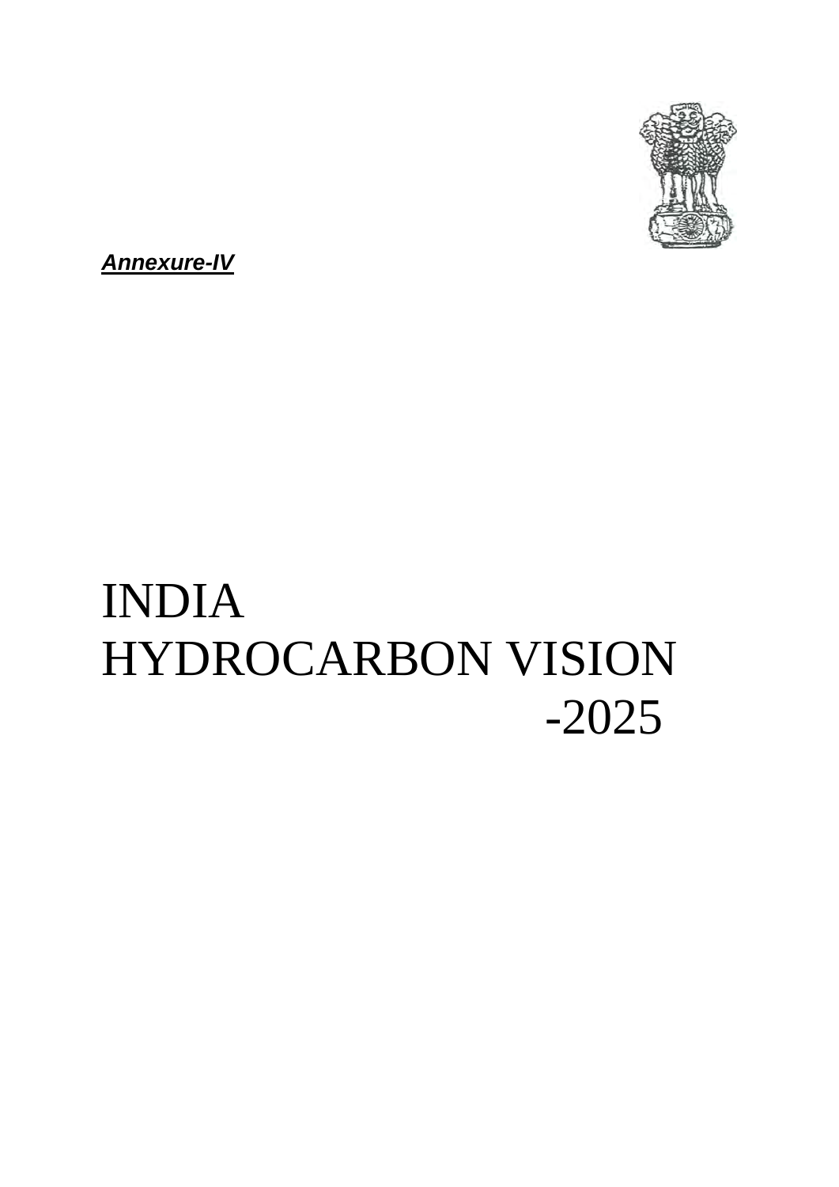***Annexure-IV***

# INDIA
# HYDROCARBON VISION -2025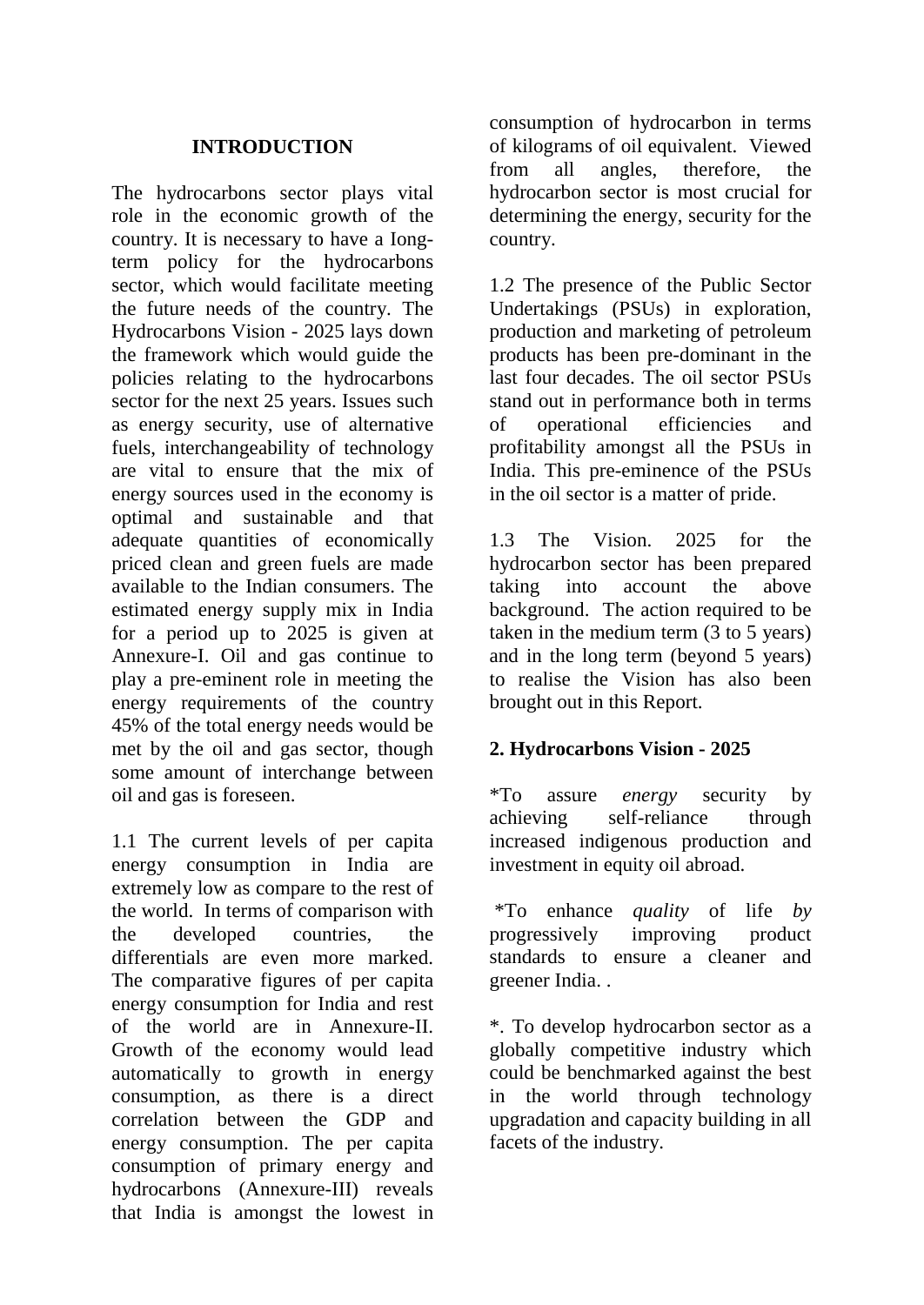# INTRODUCTION

The hydrocarbons sector plays vital role in the economic growth of the country. It is necessary to have a Iong-term policy for the hydrocarbons sector, which would facilitate meeting the future needs of the country. The Hydrocarbons Vision - 2025 lays down the framework which would guide the policies relating to the hydrocarbons sector for the next 25 years. Issues such as energy security, use of alternative fuels, interchangeability of technology are vital to ensure that the mix of energy sources used in the economy is optimal and sustainable and that adequate quantities of economically priced clean and green fuels are made available to the Indian consumers. The estimated energy supply mix in India for a period up to 2025 is given at Annexure-I. Oil and gas continue to play a pre-eminent role in meeting the energy requirements of the country 45% of the total energy needs would be met by the oil and gas sector, though some amount of interchange between oil and gas is foreseen.

1.1 The current levels of per capita energy consumption in India are extremely low as compare to the rest of the world. In terms of comparison with the developed countries, the differentials are even more marked. The comparative figures of per capita energy consumption for India and rest of the world are in Annexure-II. Growth of the economy would lead automatically to growth in energy consumption, as there is a direct correlation between the GDP and energy consumption. The per capita consumption of primary energy and hydrocarbons (Annexure-III) reveals that India is amongst the lowest in consumption of hydrocarbon in terms of kilograms of oil equivalent. Viewed from all angles, therefore, the hydrocarbon sector is most crucial for determining the energy, security for the country.

1.2 The presence of the Public Sector Undertakings (PSUs) in exploration, production and marketing of petroleum products has been pre-dominant in the last four decades. The oil sector PSUs stand out in performance both in terms of operational efficiencies and profitability amongst all the PSUs in India. This pre-eminence of the PSUs in the oil sector is a matter of pride.

1.3 The Vision. 2025 for the hydrocarbon sector has been prepared taking into account the above background. The action required to be taken in the medium term (3 to 5 years) and in the long term (beyond 5 years) to realise the Vision has also been brought out in this Report.

## 2. Hydrocarbons Vision - 2025

*To assure *energy* security by achieving self-reliance through increased indigenous production and investment in equity oil abroad.

*To enhance *quality* of life *by* progressively improving product standards to ensure a cleaner and greener India. .

*. To develop hydrocarbon sector as a globally competitive industry which could be benchmarked against the best in the world through technology upgradation and capacity building in all facets of the industry.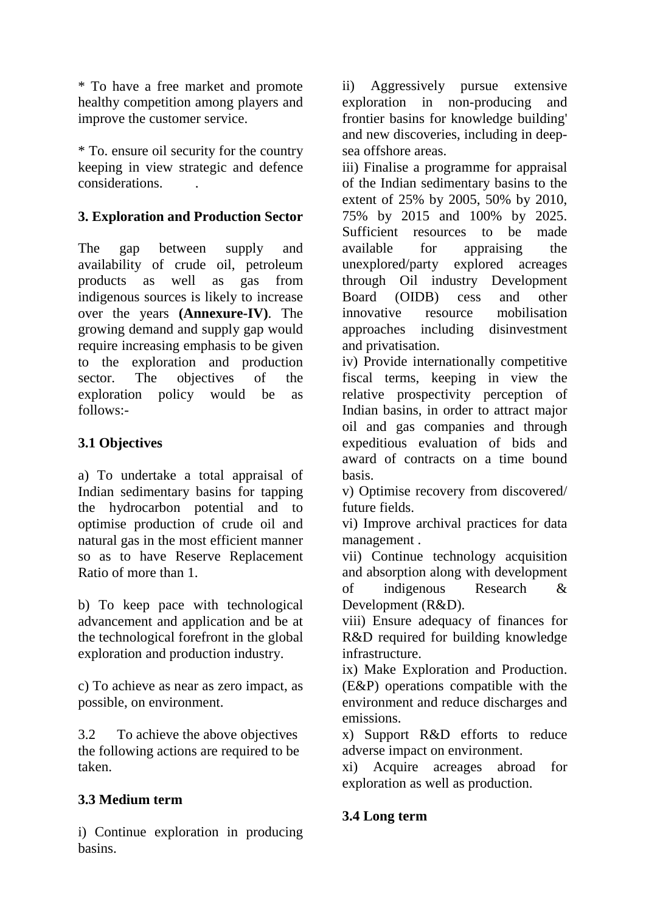* To have a free market and promote healthy competition among players and improve the customer service.

* To. ensure oil security for the country keeping in view strategic and defence considerations. .

**3. Exploration and Production Sector**

The gap between supply and availability of crude oil, petroleum products as well as gas from indigenous sources is likely to increase over the years **(Annexure-IV)**. The growing demand and supply gap would require increasing emphasis to be given to the exploration and production sector. The objectives of the exploration policy would be as follows:-

**3.1 Objectives**

a) To undertake a total appraisal of Indian sedimentary basins for tapping the hydrocarbon potential and to optimise production of crude oil and natural gas in the most efficient manner so as to have Reserve Replacement Ratio of more than 1.

b) To keep pace with technological advancement and application and be at the technological forefront in the global exploration and production industry.

c) To achieve as near as zero impact, as possible, on environment.

3.2 To achieve the above objectives the following actions are required to be taken.

**3.3 Medium term**

i) Continue exploration in producing basins.

ii) Aggressively pursue extensive exploration in non-producing and frontier basins for knowledge building' and new discoveries, including in deep-sea offshore areas.

iii) Finalise a programme for appraisal of the Indian sedimentary basins to the extent of 25% by 2005, 50% by 2010, 75% by 2015 and 100% by 2025. Sufficient resources to be made available for appraising the unexplored/party explored acreages through Oil industry Development Board (OIDB) cess and other innovative resource mobilisation approaches including disinvestment and privatisation.

iv) Provide internationally competitive fiscal terms, keeping in view the relative prospectivity perception of Indian basins, in order to attract major oil and gas companies and through expeditious evaluation of bids and award of contracts on a time bound basis.

v) Optimise recovery from discovered/ future fields.

vi) Improve archival practices for data management .

vii) Continue technology acquisition and absorption along with development of indigenous Research & Development (R&D).

viii) Ensure adequacy of finances for R&D required for building knowledge infrastructure.

ix) Make Exploration and Production. (E&P) operations compatible with the environment and reduce discharges and emissions.

x) Support R&D efforts to reduce adverse impact on environment.

xi) Acquire acreages abroad for exploration as well as production.

**3.4 Long term**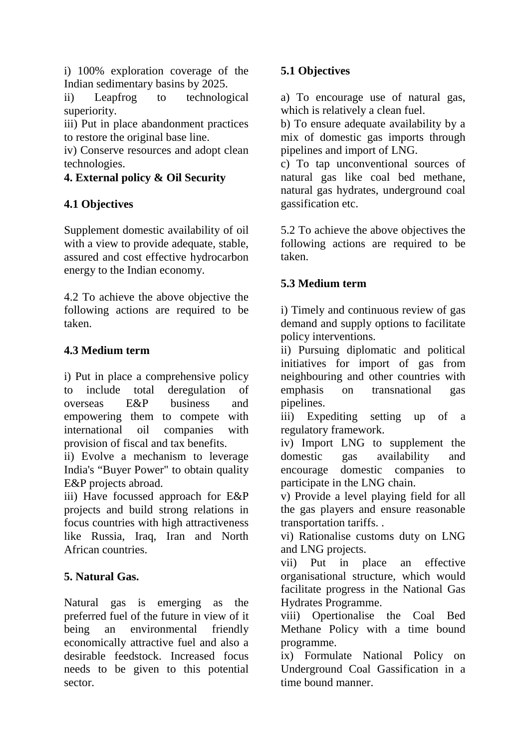i) 100% exploration coverage of the Indian sedimentary basins by 2025.
ii) Leapfrog to technological superiority.
iii) Put in place abandonment practices to restore the original base line.
iv) Conserve resources and adopt clean technologies.

**4. External policy & Oil Security**

**4.1 Objectives**

Supplement domestic availability of oil with a view to provide adequate, stable, assured and cost effective hydrocarbon energy to the Indian economy.

4.2 To achieve the above objective the following actions are required to be taken.

**4.3 Medium term**

i) Put in place a comprehensive policy to include total deregulation of overseas E&P business and empowering them to compete with international oil companies with provision of fiscal and tax benefits.
ii) Evolve a mechanism to leverage India's "Buyer Power" to obtain quality E&P projects abroad.
iii) Have focussed approach for E&P projects and build strong relations in focus countries with high attractiveness like Russia, Iraq, Iran and North African countries.

**5. Natural Gas.**

Natural gas is emerging as the preferred fuel of the future in view of it being an environmental friendly economically attractive fuel and also a desirable feedstock. Increased focus needs to be given to this potential sector.

**5.1 Objectives**

a) To encourage use of natural gas, which is relatively a clean fuel.
b) To ensure adequate availability by a mix of domestic gas imports through pipelines and import of LNG.
c) To tap unconventional sources of natural gas like coal bed methane, natural gas hydrates, underground coal gassification etc.

5.2 To achieve the above objectives the following actions are required to be taken.

**5.3 Medium term**

i) Timely and continuous review of gas demand and supply options to facilitate policy interventions.
ii) Pursuing diplomatic and political initiatives for import of gas from neighbouring and other countries with emphasis on transnational gas pipelines.
iii) Expediting setting up of a regulatory framework.
iv) Import LNG to supplement the domestic gas availability and encourage domestic companies to participate in the LNG chain.
v) Provide a level playing field for all the gas players and ensure reasonable transportation tariffs. .
vi) Rationalise customs duty on LNG and LNG projects.
vii) Put in place an effective organisational structure, which would facilitate progress in the National Gas Hydrates Programme.
viii) Opertionalise the Coal Bed Methane Policy with a time bound programme.
ix) Formulate National Policy on Underground Coal Gassification in a time bound manner.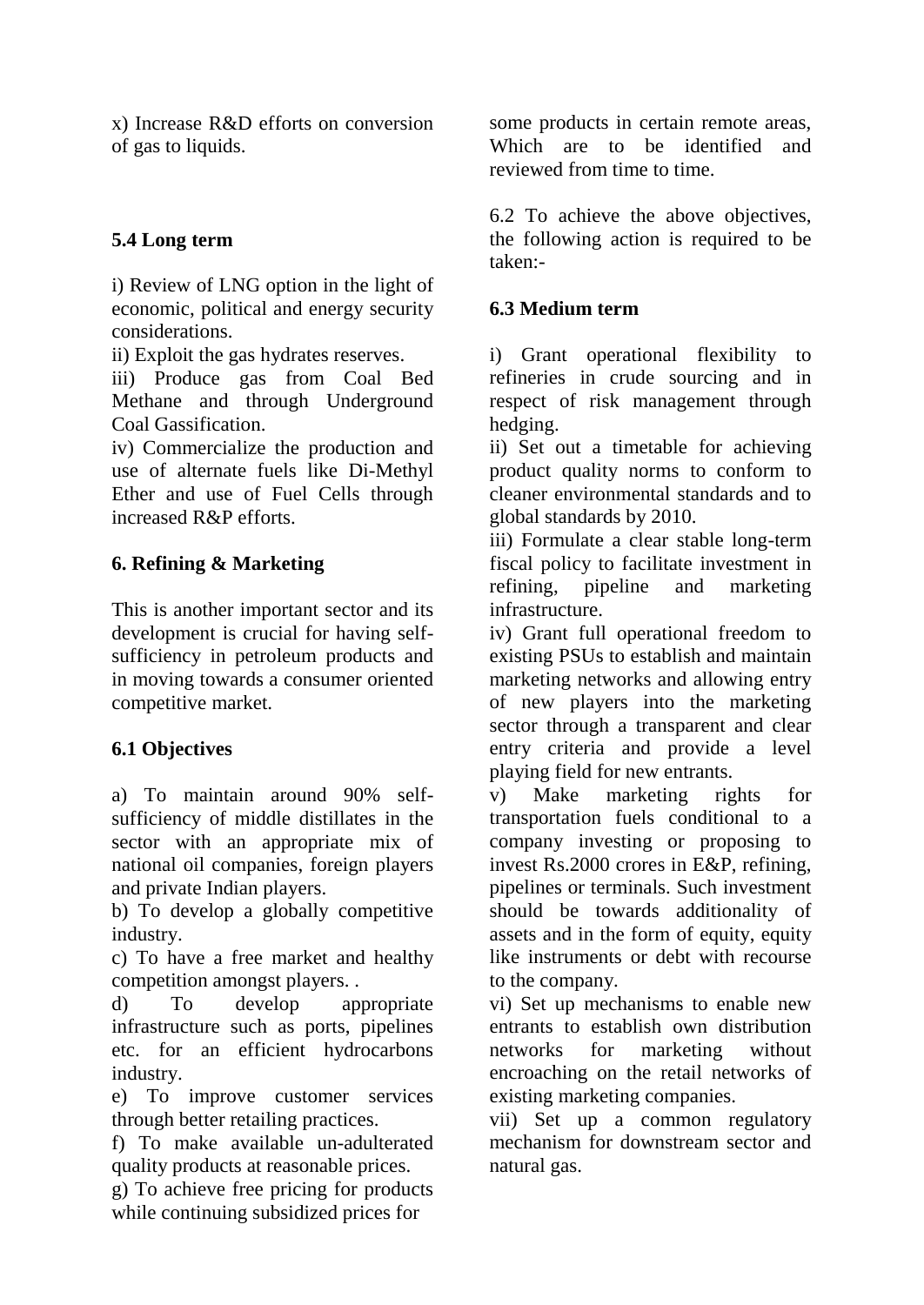x) Increase R&D efforts on conversion of gas to liquids.

### 5.4 Long term

i) Review of LNG option in the light of economic, political and energy security considerations.
ii) Exploit the gas hydrates reserves.
iii) Produce gas from Coal Bed Methane and through Underground Coal Gassification.
iv) Commercialize the production and use of alternate fuels like Di-Methyl Ether and use of Fuel Cells through increased R&P efforts.

## 6. Refining & Marketing

This is another important sector and its development is crucial for having self-sufficiency in petroleum products and in moving towards a consumer oriented competitive market.

### 6.1 Objectives

a) To maintain around 90% self-sufficiency of middle distillates in the sector with an appropriate mix of national oil companies, foreign players and private Indian players.
b) To develop a globally competitive industry.
c) To have a free market and healthy competition amongst players. .
d) To develop appropriate infrastructure such as ports, pipelines etc. for an efficient hydrocarbons industry.
e) To improve customer services through better retailing practices.
f) To make available un-adulterated quality products at reasonable prices.
g) To achieve free pricing for products while continuing subsidized prices for some products in certain remote areas, Which are to be identified and reviewed from time to time.

6.2 To achieve the above objectives, the following action is required to be taken:-

### 6.3 Medium term

i) Grant operational flexibility to refineries in crude sourcing and in respect of risk management through hedging.
ii) Set out a timetable for achieving product quality norms to conform to cleaner environmental standards and to global standards by 2010.
iii) Formulate a clear stable long-term fiscal policy to facilitate investment in refining, pipeline and marketing infrastructure.
iv) Grant full operational freedom to existing PSUs to establish and maintain marketing networks and allowing entry of new players into the marketing sector through a transparent and clear entry criteria and provide a level playing field for new entrants.
v) Make marketing rights for transportation fuels conditional to a company investing or proposing to invest Rs.2000 crores in E&P, refining, pipelines or terminals. Such investment should be towards additionality of assets and in the form of equity, equity like instruments or debt with recourse to the company.
vi) Set up mechanisms to enable new entrants to establish own distribution networks for marketing without encroaching on the retail networks of existing marketing companies.
vii) Set up a common regulatory mechanism for downstream sector and natural gas.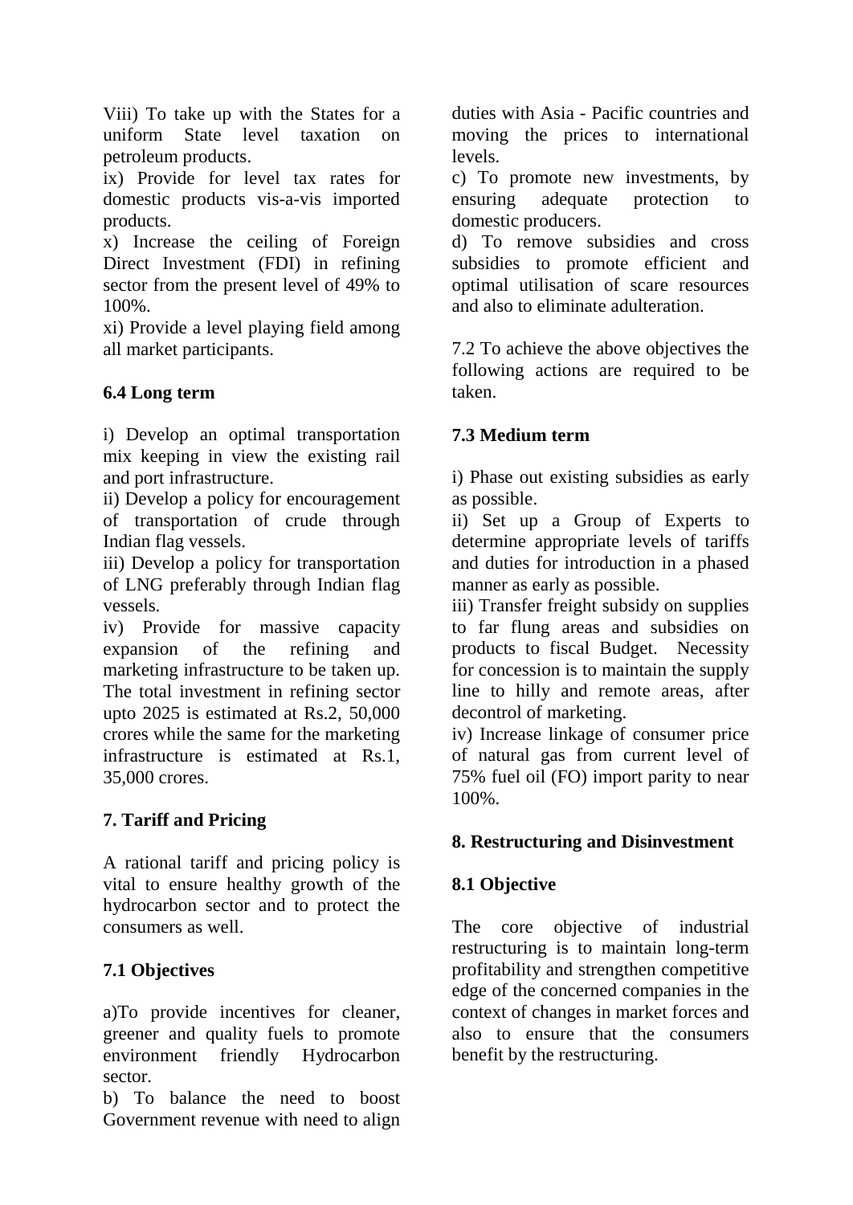Viii) To take up with the States for a uniform State level taxation on petroleum products.

ix) Provide for level tax rates for domestic products vis-a-vis imported products.

x) Increase the ceiling of Foreign Direct Investment (FDI) in refining sector from the present level of 49% to 100%.

xi) Provide a level playing field among all market participants.

### 6.4 Long term

i) Develop an optimal transportation mix keeping in view the existing rail and port infrastructure.

ii) Develop a policy for encouragement of transportation of crude through Indian flag vessels.

iii) Develop a policy for transportation of LNG preferably through Indian flag vessels.

iv) Provide for massive capacity expansion of the refining and marketing infrastructure to be taken up. The total investment in refining sector upto 2025 is estimated at Rs.2, 50,000 crores while the same for the marketing infrastructure is estimated at Rs.1, 35,000 crores.

## 7. Tariff and Pricing

A rational tariff and pricing policy is vital to ensure healthy growth of the hydrocarbon sector and to protect the consumers as well.

### 7.1 Objectives

a)To provide incentives for cleaner, greener and quality fuels to promote environment friendly Hydrocarbon sector.

b) To balance the need to boost Government revenue with need to align duties with Asia - Pacific countries and moving the prices to international levels.

c) To promote new investments, by ensuring adequate protection to domestic producers.

d) To remove subsidies and cross subsidies to promote efficient and optimal utilisation of scare resources and also to eliminate adulteration.

7.2 To achieve the above objectives the following actions are required to be taken.

### 7.3 Medium term

i) Phase out existing subsidies as early as possible.

ii) Set up a Group of Experts to determine appropriate levels of tariffs and duties for introduction in a phased manner as early as possible.

iii) Transfer freight subsidy on supplies to far flung areas and subsidies on products to fiscal Budget. Necessity for concession is to maintain the supply line to hilly and remote areas, after decontrol of marketing.

iv) Increase linkage of consumer price of natural gas from current level of 75% fuel oil (FO) import parity to near 100%.

## 8. Restructuring and Disinvestment

### 8.1 Objective

The core objective of industrial restructuring is to maintain long-term profitability and strengthen competitive edge of the concerned companies in the context of changes in market forces and also to ensure that the consumers benefit by the restructuring.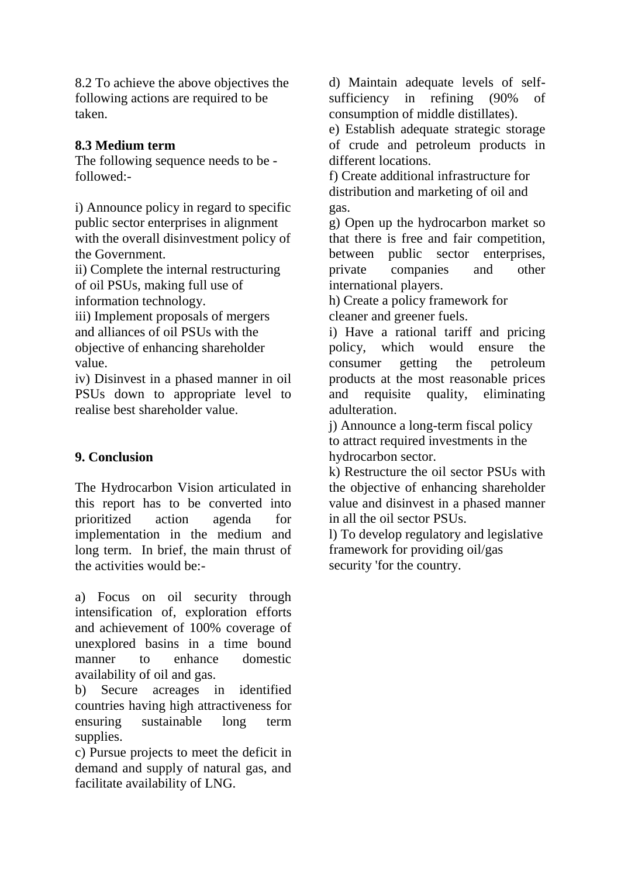8.2 To achieve the above objectives the following actions are required to be taken.

**8.3 Medium term**

The following sequence needs to be -followed:-

i) Announce policy in regard to specific public sector enterprises in alignment with the overall disinvestment policy of the Government.

ii) Complete the internal restructuring of oil PSUs, making full use of information technology.

iii) Implement proposals of mergers and alliances of oil PSUs with the objective of enhancing shareholder value.

iv) Disinvest in a phased manner in oil PSUs down to appropriate level to realise best shareholder value.

## 9. Conclusion

The Hydrocarbon Vision articulated in this report has to be converted into prioritized action agenda for implementation in the medium and long term. In brief, the main thrust of the activities would be:-

a) Focus on oil security through intensification of, exploration efforts and achievement of 100% coverage of unexplored basins in a time bound manner to enhance domestic availability of oil and gas.

b) Secure acreages in identified countries having high attractiveness for ensuring sustainable long term supplies.

c) Pursue projects to meet the deficit in demand and supply of natural gas, and facilitate availability of LNG.

d) Maintain adequate levels of self-sufficiency in refining (90% of consumption of middle distillates).

e) Establish adequate strategic storage of crude and petroleum products in different locations.

f) Create additional infrastructure for distribution and marketing of oil and gas.

g) Open up the hydrocarbon market so that there is free and fair competition, between public sector enterprises, private companies and other international players.

h) Create a policy framework for cleaner and greener fuels.

i) Have a rational tariff and pricing policy, which would ensure the consumer getting the petroleum products at the most reasonable prices and requisite quality, eliminating adulteration.

j) Announce a long-term fiscal policy to attract required investments in the hydrocarbon sector.

k) Restructure the oil sector PSUs with the objective of enhancing shareholder value and disinvest in a phased manner in all the oil sector PSUs.

l) To develop regulatory and legislative framework for providing oil/gas security 'for the country.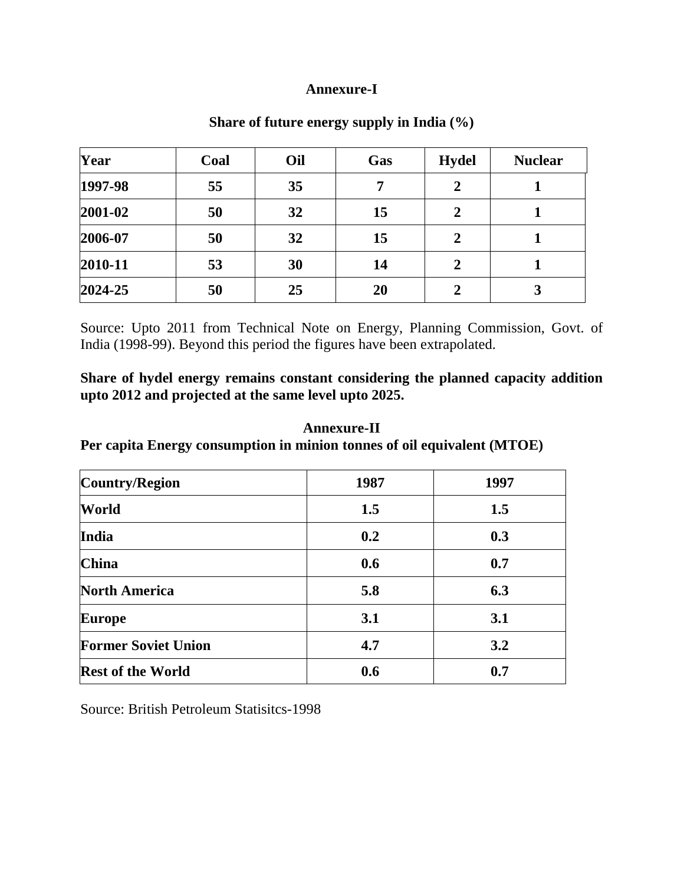## Annexure-I

### Share of future energy supply in India (%)

| Year | Coal | Oil | Gas | Hydel | Nuclear |
|---|---|---|---|---|---|
| 1997-98 | 55 | 35 | 7 | 2 | 1 |
| 2001-02 | 50 | 32 | 15 | 2 | 1 |
| 2006-07 | 50 | 32 | 15 | 2 | 1 |
| 2010-11 | 53 | 30 | 14 | 2 | 1 |
| 2024-25 | 50 | 25 | 20 | 2 | 3 |

Source: Upto 2011 from Technical Note on Energy, Planning Commission, Govt. of India (1998-99). Beyond this period the figures have been extrapolated.

**Share of hydel energy remains constant considering the planned capacity addition upto 2012 and projected at the same level upto 2025.**

## Annexure-II

### Per capita Energy consumption in minion tonnes of oil equivalent (MTOE)

| Country/Region | 1987 | 1997 |
|---|---|---|
| World | 1.5 | 1.5 |
| India | 0.2 | 0.3 |
| China | 0.6 | 0.7 |
| North America | 5.8 | 6.3 |
| Europe | 3.1 | 3.1 |
| Former Soviet Union | 4.7 | 3.2 |
| Rest of the World | 0.6 | 0.7 |

Source: British Petroleum Statisitcs-1998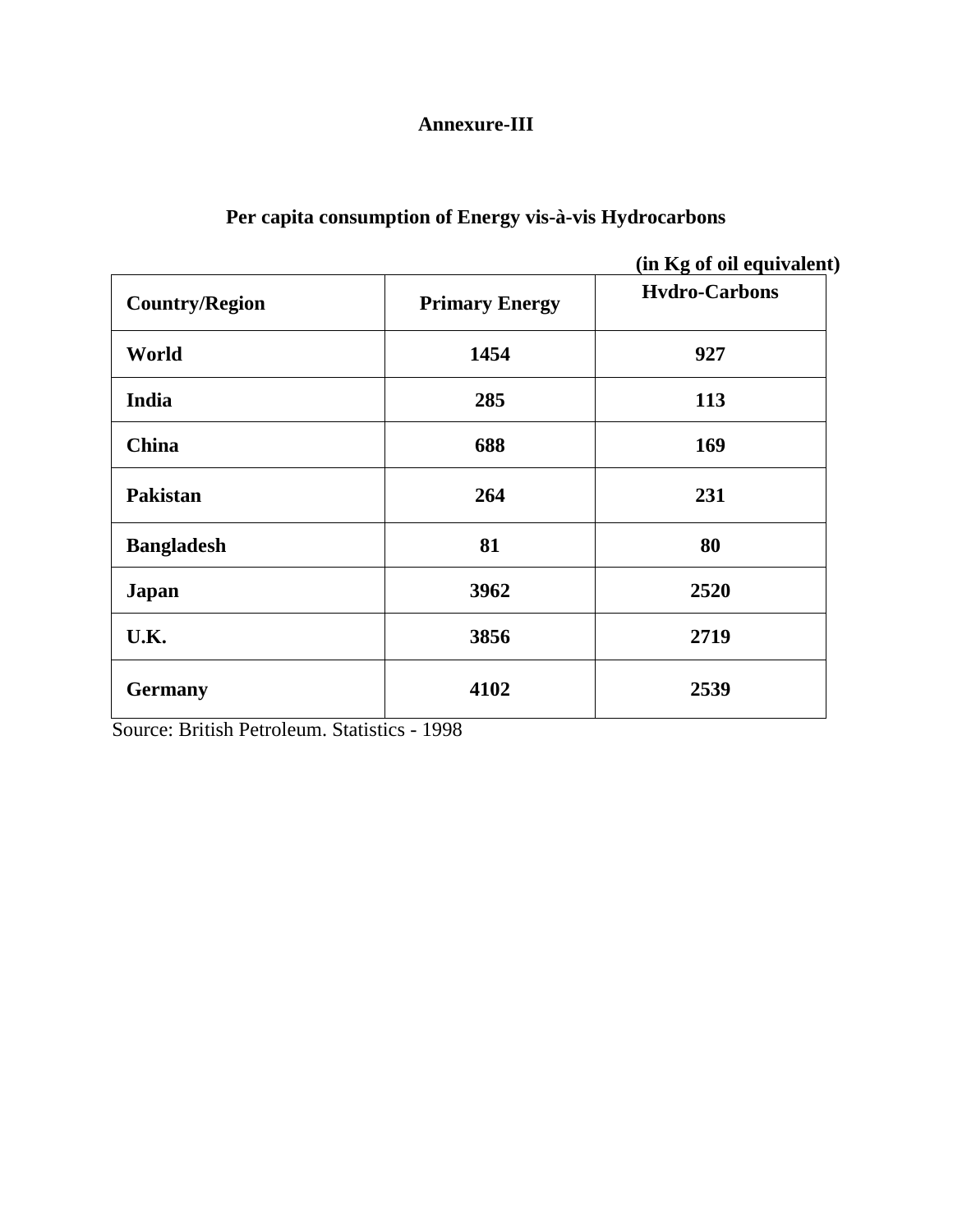**Annexure-III**

**Per capita consumption of Energy vis-à-vis Hydrocarbons**

**(in Kg of oil equivalent)**

| Country/Region | Primary Energy | Hvdro-Carbons |
|---|---|---|
| World | 1454 | 927 |
| India | 285 | 113 |
| China | 688 | 169 |
| Pakistan | 264 | 231 |
| Bangladesh | 81 | 80 |
| Japan | 3962 | 2520 |
| U.K. | 3856 | 2719 |
| Germany | 4102 | 2539 |

Source: British Petroleum. Statistics - 1998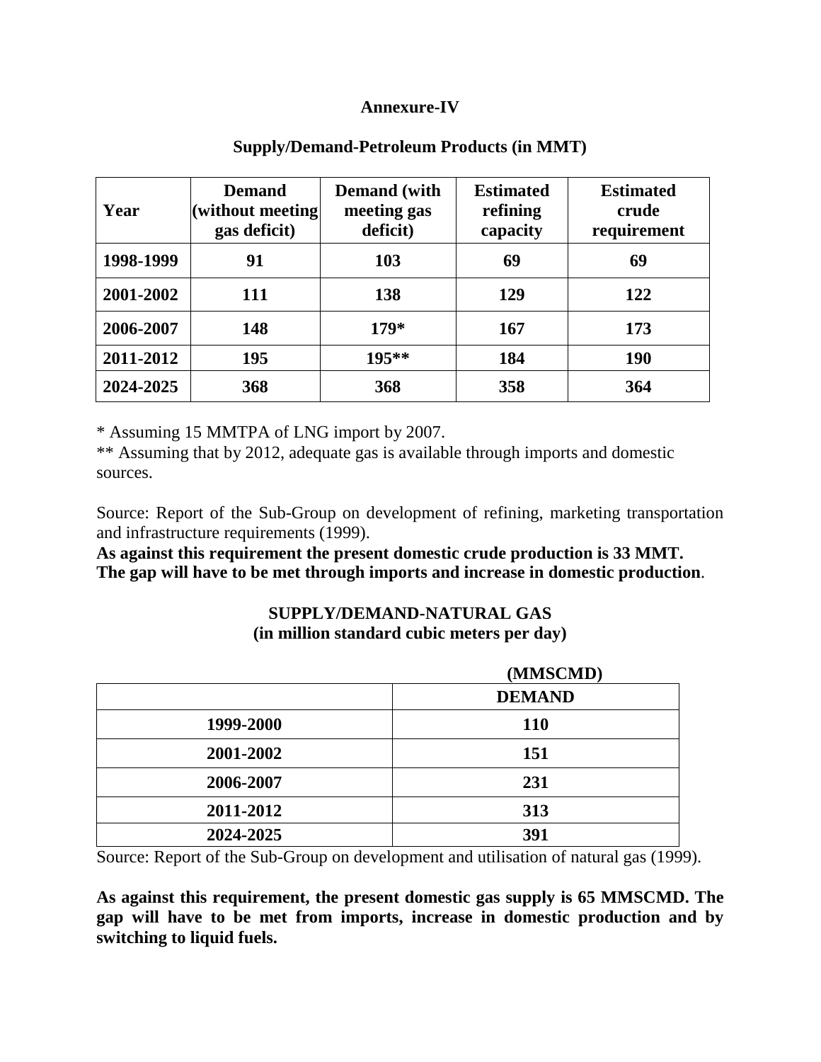## Annexure-IV

### Supply/Demand-Petroleum Products (in MMT)

| Year | Demand (without meeting gas deficit) | Demand (with meeting gas deficit) | Estimated refining capacity | Estimated crude requirement |
|---|---|---|---|---|
| 1998-1999 | 91 | 103 | 69 | 69 |
| 2001-2002 | 111 | 138 | 129 | 122 |
| 2006-2007 | 148 | 179* | 167 | 173 |
| 2011-2012 | 195 | 195** | 184 | 190 |
| 2024-2025 | 368 | 368 | 358 | 364 |

* Assuming 15 MMTPA of LNG import by 2007.

** Assuming that by 2012, adequate gas is available through imports and domestic sources.

Source: Report of the Sub-Group on development of refining, marketing transportation and infrastructure requirements (1999).

**As against this requirement the present domestic crude production is 33 MMT. The gap will have to be met through imports and increase in domestic production**.

### SUPPLY/DEMAND-NATURAL GAS
### (in million standard cubic meters per day)

(MMSCMD)

| | DEMAND |
|---|---|
| 1999-2000 | 110 |
| 2001-2002 | 151 |
| 2006-2007 | 231 |
| 2011-2012 | 313 |
| 2024-2025 | 391 |

Source: Report of the Sub-Group on development and utilisation of natural gas (1999).

**As against this requirement, the present domestic gas supply is 65 MMSCMD. The gap will have to be met from imports, increase in domestic production and by switching to liquid fuels.**